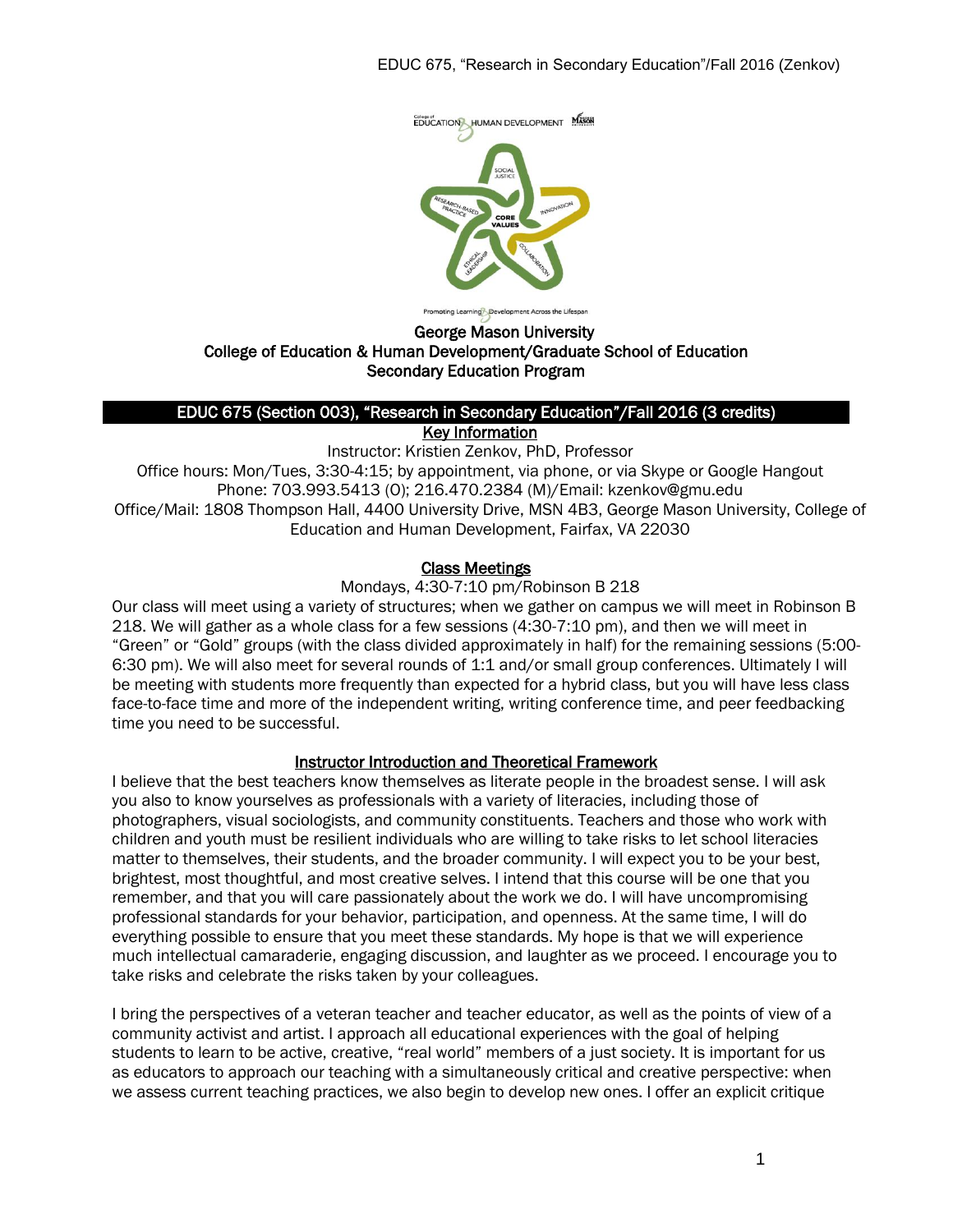George Mason University
College of Education & Human Development/Graduate School of Education
Secondary Education Program

# EDUC 675 (Section 003), "Research in Secondary Education"/Fall 2016 (3 credits)

## Key Information

Instructor: Kristien Zenkov, PhD, Professor
Office hours: Mon/Tues, 3:30-4:15; by appointment, via phone, or via Skype or Google Hangout
Phone: 703.993.5413 (O); 216.470.2384 (M)/Email: kzenkov@gmu.edu
Office/Mail: 1808 Thompson Hall, 4400 University Drive, MSN 4B3, George Mason University, College of Education and Human Development, Fairfax, VA 22030

## Class Meetings

Mondays, 4:30-7:10 pm/Robinson B 218

Our class will meet using a variety of structures; when we gather on campus we will meet in Robinson B 218. We will gather as a whole class for a few sessions (4:30-7:10 pm), and then we will meet in "Green" or "Gold" groups (with the class divided approximately in half) for the remaining sessions (5:00-6:30 pm). We will also meet for several rounds of 1:1 and/or small group conferences. Ultimately I will be meeting with students more frequently than expected for a hybrid class, but you will have less class face-to-face time and more of the independent writing, writing conference time, and peer feedbacking time you need to be successful.

## Instructor Introduction and Theoretical Framework

I believe that the best teachers know themselves as literate people in the broadest sense. I will ask you also to know yourselves as professionals with a variety of literacies, including those of photographers, visual sociologists, and community constituents. Teachers and those who work with children and youth must be resilient individuals who are willing to take risks to let school literacies matter to themselves, their students, and the broader community. I will expect you to be your best, brightest, most thoughtful, and most creative selves. I intend that this course will be one that you remember, and that you will care passionately about the work we do. I will have uncompromising professional standards for your behavior, participation, and openness. At the same time, I will do everything possible to ensure that you meet these standards. My hope is that we will experience much intellectual camaraderie, engaging discussion, and laughter as we proceed. I encourage you to take risks and celebrate the risks taken by your colleagues.

I bring the perspectives of a veteran teacher and teacher educator, as well as the points of view of a community activist and artist. I approach all educational experiences with the goal of helping students to learn to be active, creative, "real world" members of a just society. It is important for us as educators to approach our teaching with a simultaneously critical and creative perspective: when we assess current teaching practices, we also begin to develop new ones. I offer an explicit critique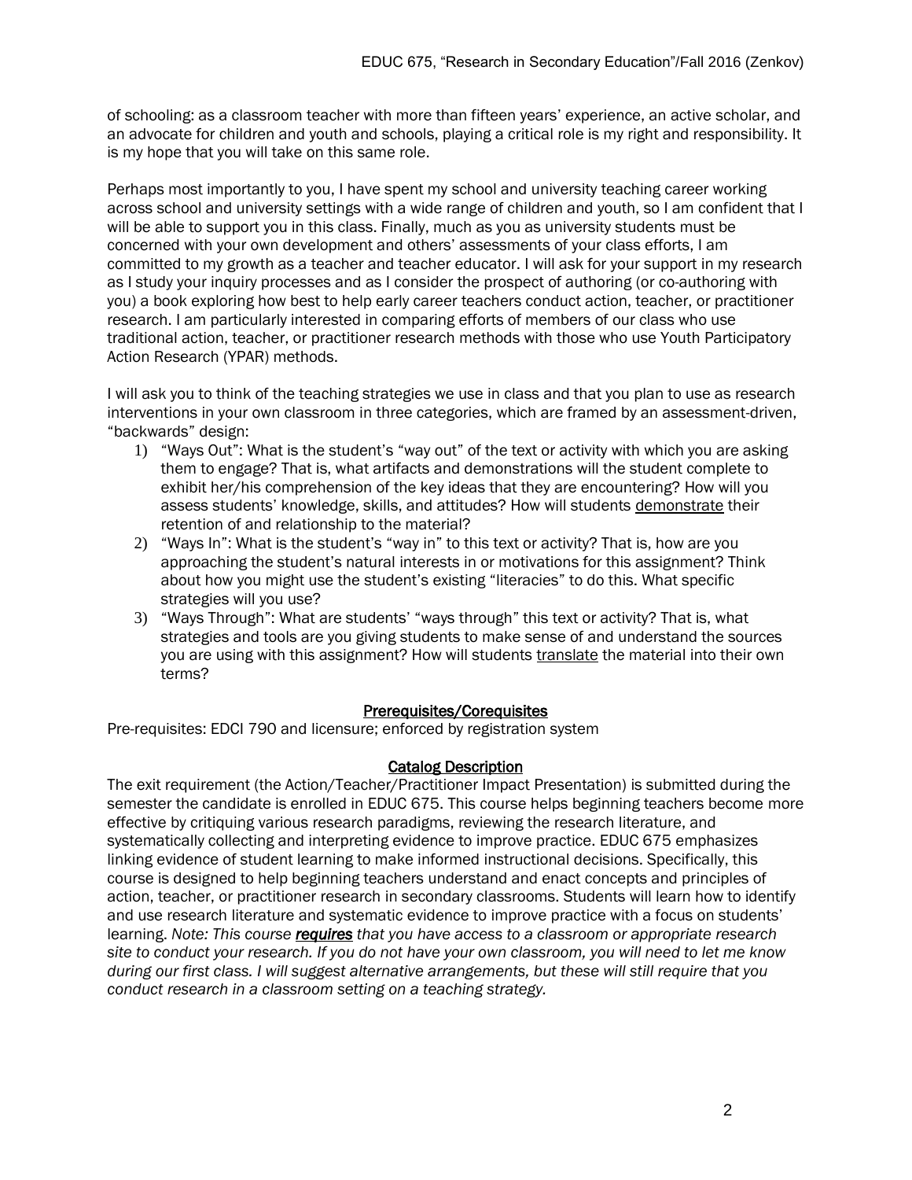of schooling: as a classroom teacher with more than fifteen years' experience, an active scholar, and an advocate for children and youth and schools, playing a critical role is my right and responsibility. It is my hope that you will take on this same role.

Perhaps most importantly to you, I have spent my school and university teaching career working across school and university settings with a wide range of children and youth, so I am confident that I will be able to support you in this class. Finally, much as you as university students must be concerned with your own development and others' assessments of your class efforts, I am committed to my growth as a teacher and teacher educator. I will ask for your support in my research as I study your inquiry processes and as I consider the prospect of authoring (or co-authoring with you) a book exploring how best to help early career teachers conduct action, teacher, or practitioner research. I am particularly interested in comparing efforts of members of our class who use traditional action, teacher, or practitioner research methods with those who use Youth Participatory Action Research (YPAR) methods.

I will ask you to think of the teaching strategies we use in class and that you plan to use as research interventions in your own classroom in three categories, which are framed by an assessment-driven, "backwards" design:

1) "Ways Out": What is the student's "way out" of the text or activity with which you are asking them to engage? That is, what artifacts and demonstrations will the student complete to exhibit her/his comprehension of the key ideas that they are encountering? How will you assess students' knowledge, skills, and attitudes? How will students <u>demonstrate</u> their retention of and relationship to the material?
2) "Ways In": What is the student's "way in" to this text or activity? That is, how are you approaching the student's natural interests in or motivations for this assignment? Think about how you might use the student's existing "literacies" to do this. What specific strategies will you use?
3) "Ways Through": What are students' "ways through" this text or activity? That is, what strategies and tools are you giving students to make sense of and understand the sources you are using with this assignment? How will students <u>translate</u> the material into their own terms?

## Prerequisites/Corequisites

Pre-requisites: EDCI 790 and licensure; enforced by registration system

## Catalog Description

The exit requirement (the Action/Teacher/Practitioner Impact Presentation) is submitted during the semester the candidate is enrolled in EDUC 675. This course helps beginning teachers become more effective by critiquing various research paradigms, reviewing the research literature, and systematically collecting and interpreting evidence to improve practice. EDUC 675 emphasizes linking evidence of student learning to make informed instructional decisions. Specifically, this course is designed to help beginning teachers understand and enact concepts and principles of action, teacher, or practitioner research in secondary classrooms. Students will learn how to identify and use research literature and systematic evidence to improve practice with a focus on students' learning. *Note: This course **<u>requires</u>** that you have access to a classroom or appropriate research site to conduct your research. If you do not have your own classroom, you will need to let me know during our first class. I will suggest alternative arrangements, but these will still require that you conduct research in a classroom setting on a teaching strategy.*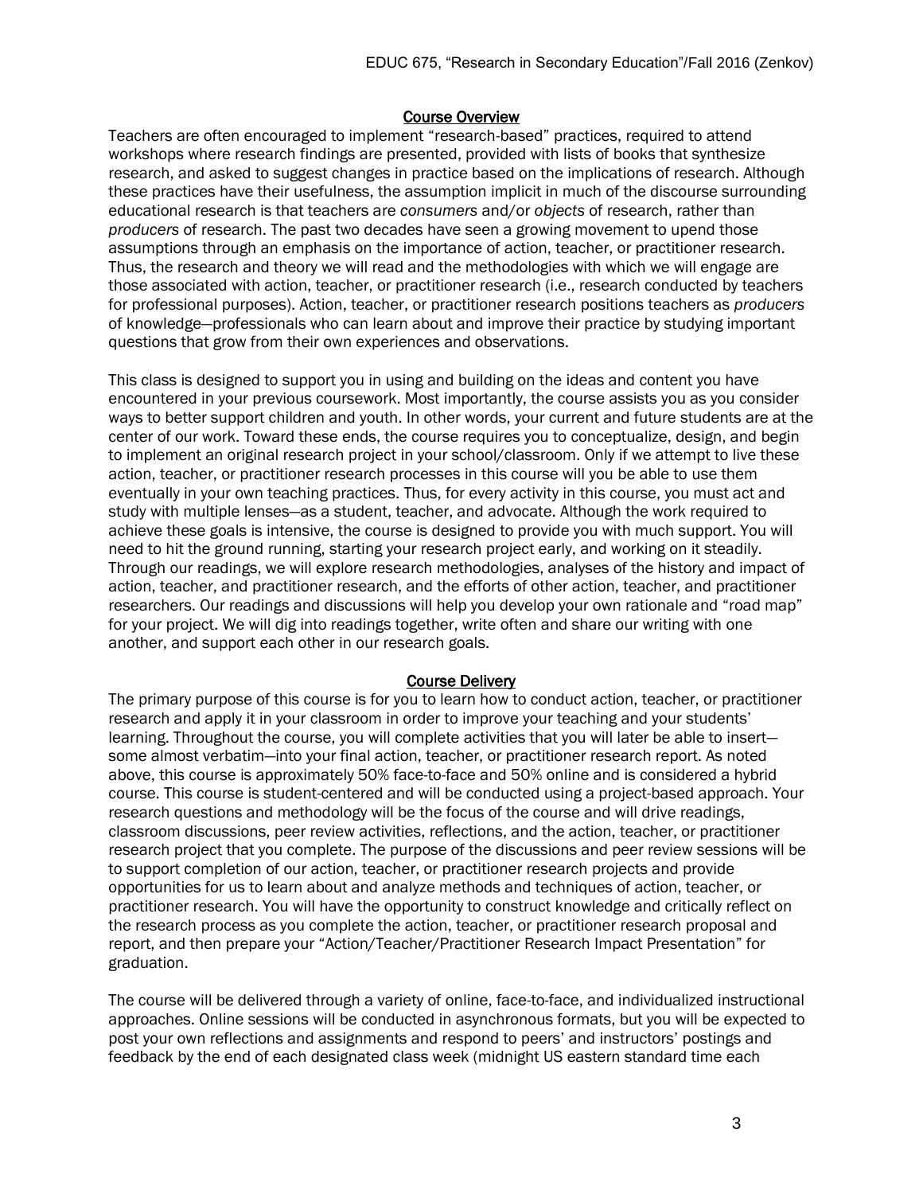## Course Overview

Teachers are often encouraged to implement "research-based" practices, required to attend workshops where research findings are presented, provided with lists of books that synthesize research, and asked to suggest changes in practice based on the implications of research. Although these practices have their usefulness, the assumption implicit in much of the discourse surrounding educational research is that teachers are *consumers* and/or *objects* of research, rather than *producers* of research. The past two decades have seen a growing movement to upend those assumptions through an emphasis on the importance of action, teacher, or practitioner research. Thus, the research and theory we will read and the methodologies with which we will engage are those associated with action, teacher, or practitioner research (i.e., research conducted by teachers for professional purposes). Action, teacher, or practitioner research positions teachers as *producers* of knowledge—professionals who can learn about and improve their practice by studying important questions that grow from their own experiences and observations.

This class is designed to support you in using and building on the ideas and content you have encountered in your previous coursework. Most importantly, the course assists you as you consider ways to better support children and youth. In other words, your current and future students are at the center of our work. Toward these ends, the course requires you to conceptualize, design, and begin to implement an original research project in your school/classroom. Only if we attempt to live these action, teacher, or practitioner research processes in this course will you be able to use them eventually in your own teaching practices. Thus, for every activity in this course, you must act and study with multiple lenses—as a student, teacher, and advocate. Although the work required to achieve these goals is intensive, the course is designed to provide you with much support. You will need to hit the ground running, starting your research project early, and working on it steadily. Through our readings, we will explore research methodologies, analyses of the history and impact of action, teacher, and practitioner research, and the efforts of other action, teacher, and practitioner researchers. Our readings and discussions will help you develop your own rationale and "road map" for your project. We will dig into readings together, write often and share our writing with one another, and support each other in our research goals.

## Course Delivery

The primary purpose of this course is for you to learn how to conduct action, teacher, or practitioner research and apply it in your classroom in order to improve your teaching and your students' learning. Throughout the course, you will complete activities that you will later be able to insert—some almost verbatim—into your final action, teacher, or practitioner research report. As noted above, this course is approximately 50% face-to-face and 50% online and is considered a hybrid course. This course is student-centered and will be conducted using a project-based approach. Your research questions and methodology will be the focus of the course and will drive readings, classroom discussions, peer review activities, reflections, and the action, teacher, or practitioner research project that you complete. The purpose of the discussions and peer review sessions will be to support completion of our action, teacher, or practitioner research projects and provide opportunities for us to learn about and analyze methods and techniques of action, teacher, or practitioner research. You will have the opportunity to construct knowledge and critically reflect on the research process as you complete the action, teacher, or practitioner research proposal and report, and then prepare your "Action/Teacher/Practitioner Research Impact Presentation" for graduation.

The course will be delivered through a variety of online, face-to-face, and individualized instructional approaches. Online sessions will be conducted in asynchronous formats, but you will be expected to post your own reflections and assignments and respond to peers' and instructors' postings and feedback by the end of each designated class week (midnight US eastern standard time each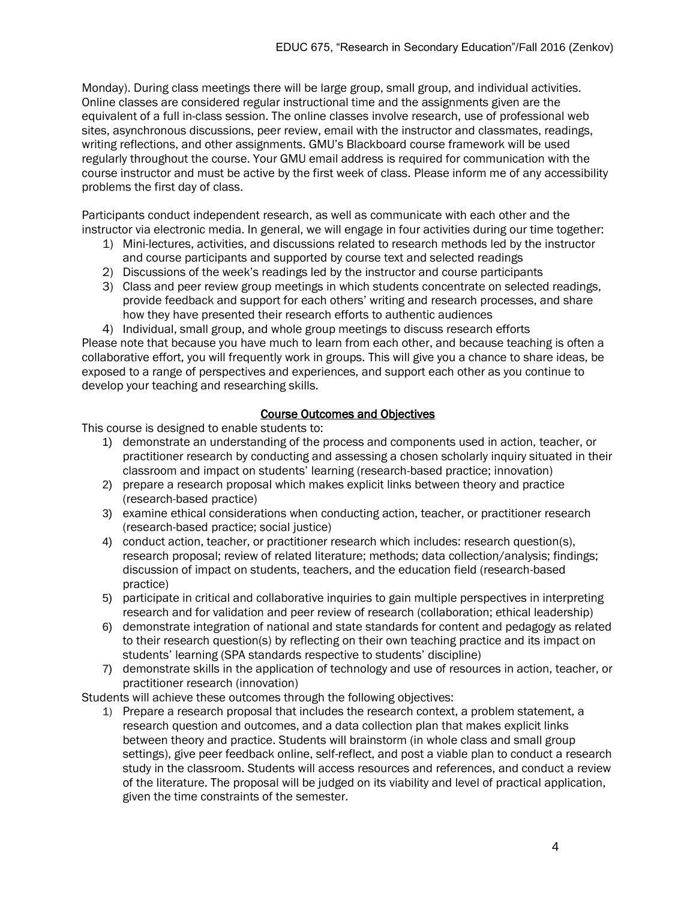Monday). During class meetings there will be large group, small group, and individual activities. Online classes are considered regular instructional time and the assignments given are the equivalent of a full in-class session. The online classes involve research, use of professional web sites, asynchronous discussions, peer review, email with the instructor and classmates, readings, writing reflections, and other assignments. GMU's Blackboard course framework will be used regularly throughout the course. Your GMU email address is required for communication with the course instructor and must be active by the first week of class. Please inform me of any accessibility problems the first day of class.

Participants conduct independent research, as well as communicate with each other and the instructor via electronic media. In general, we will engage in four activities during our time together:

1) Mini-lectures, activities, and discussions related to research methods led by the instructor and course participants and supported by course text and selected readings
2) Discussions of the week's readings led by the instructor and course participants
3) Class and peer review group meetings in which students concentrate on selected readings, provide feedback and support for each others' writing and research processes, and share how they have presented their research efforts to authentic audiences
4) Individual, small group, and whole group meetings to discuss research efforts

Please note that because you have much to learn from each other, and because teaching is often a collaborative effort, you will frequently work in groups. This will give you a chance to share ideas, be exposed to a range of perspectives and experiences, and support each other as you continue to develop your teaching and researching skills.

## Course Outcomes and Objectives

This course is designed to enable students to:

1) demonstrate an understanding of the process and components used in action, teacher, or practitioner research by conducting and assessing a chosen scholarly inquiry situated in their classroom and impact on students' learning (research-based practice; innovation)
2) prepare a research proposal which makes explicit links between theory and practice (research-based practice)
3) examine ethical considerations when conducting action, teacher, or practitioner research (research-based practice; social justice)
4) conduct action, teacher, or practitioner research which includes: research question(s), research proposal; review of related literature; methods; data collection/analysis; findings; discussion of impact on students, teachers, and the education field (research-based practice)
5) participate in critical and collaborative inquiries to gain multiple perspectives in interpreting research and for validation and peer review of research (collaboration; ethical leadership)
6) demonstrate integration of national and state standards for content and pedagogy as related to their research question(s) by reflecting on their own teaching practice and its impact on students' learning (SPA standards respective to students' discipline)
7) demonstrate skills in the application of technology and use of resources in action, teacher, or practitioner research (innovation)

Students will achieve these outcomes through the following objectives:

1) Prepare a research proposal that includes the research context, a problem statement, a research question and outcomes, and a data collection plan that makes explicit links between theory and practice. Students will brainstorm (in whole class and small group settings), give peer feedback online, self-reflect, and post a viable plan to conduct a research study in the classroom. Students will access resources and references, and conduct a review of the literature. The proposal will be judged on its viability and level of practical application, given the time constraints of the semester.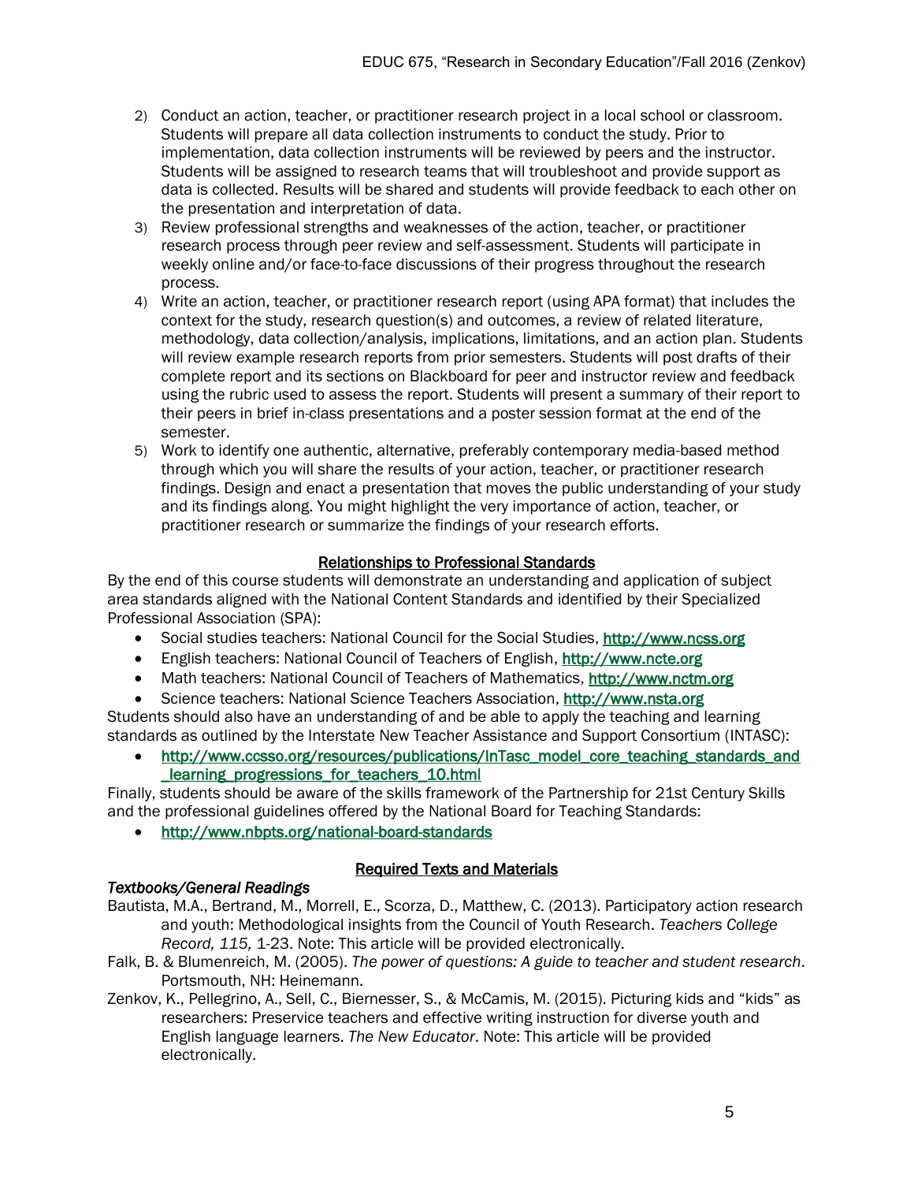2) Conduct an action, teacher, or practitioner research project in a local school or classroom. Students will prepare all data collection instruments to conduct the study. Prior to implementation, data collection instruments will be reviewed by peers and the instructor. Students will be assigned to research teams that will troubleshoot and provide support as data is collected. Results will be shared and students will provide feedback to each other on the presentation and interpretation of data.
3) Review professional strengths and weaknesses of the action, teacher, or practitioner research process through peer review and self-assessment. Students will participate in weekly online and/or face-to-face discussions of their progress throughout the research process.
4) Write an action, teacher, or practitioner research report (using APA format) that includes the context for the study, research question(s) and outcomes, a review of related literature, methodology, data collection/analysis, implications, limitations, and an action plan. Students will review example research reports from prior semesters. Students will post drafts of their complete report and its sections on Blackboard for peer and instructor review and feedback using the rubric used to assess the report. Students will present a summary of their report to their peers in brief in-class presentations and a poster session format at the end of the semester.
5) Work to identify one authentic, alternative, preferably contemporary media-based method through which you will share the results of your action, teacher, or practitioner research findings. Design and enact a presentation that moves the public understanding of your study and its findings along. You might highlight the very importance of action, teacher, or practitioner research or summarize the findings of your research efforts.

## Relationships to Professional Standards

By the end of this course students will demonstrate an understanding and application of subject area standards aligned with the National Content Standards and identified by their Specialized Professional Association (SPA):

- Social studies teachers: National Council for the Social Studies, http://www.ncss.org
- English teachers: National Council of Teachers of English, http://www.ncte.org
- Math teachers: National Council of Teachers of Mathematics, http://www.nctm.org
- Science teachers: National Science Teachers Association, http://www.nsta.org

Students should also have an understanding of and be able to apply the teaching and learning standards as outlined by the Interstate New Teacher Assistance and Support Consortium (INTASC):

- http://www.ccsso.org/resources/publications/InTasc_model_core_teaching_standards_and_learning_progressions_for_teachers_10.html

Finally, students should be aware of the skills framework of the Partnership for 21st Century Skills and the professional guidelines offered by the National Board for Teaching Standards:

- http://www.nbpts.org/national-board-standards

## Required Texts and Materials

*Textbooks/General Readings*

Bautista, M.A., Bertrand, M., Morrell, E., Scorza, D., Matthew, C. (2013). Participatory action research and youth: Methodological insights from the Council of Youth Research. *Teachers College Record, 115,* 1-23. Note: This article will be provided electronically.

Falk, B. & Blumenreich, M. (2005). *The power of questions: A guide to teacher and student research*. Portsmouth, NH: Heinemann.

Zenkov, K., Pellegrino, A., Sell, C., Biernesser, S., & McCamis, M. (2015). Picturing kids and "kids" as researchers: Preservice teachers and effective writing instruction for diverse youth and English language learners. *The New Educator*. Note: This article will be provided electronically.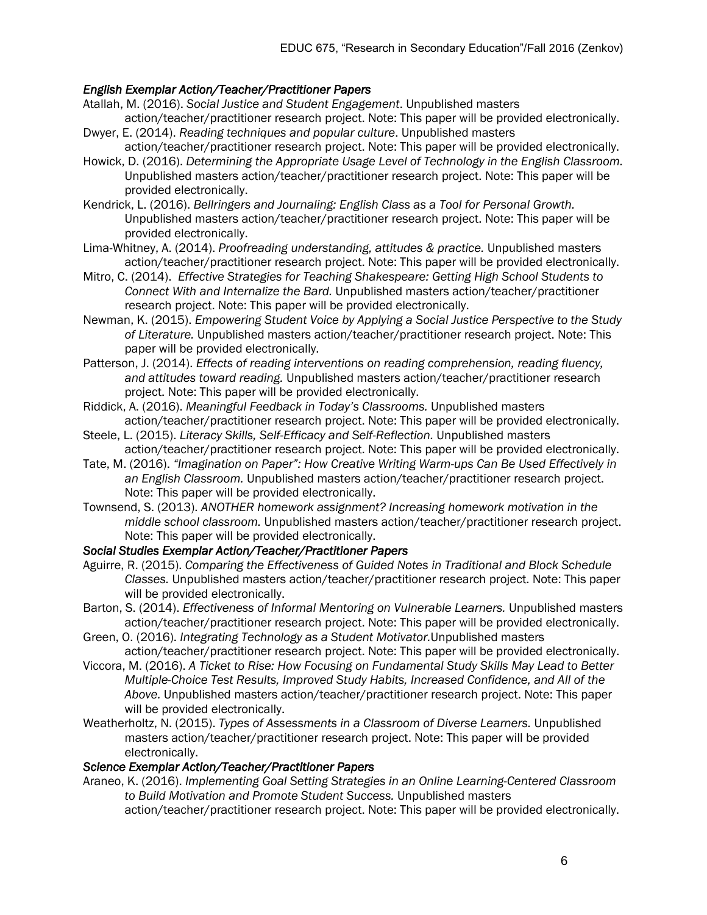*English Exemplar Action/Teacher/Practitioner Papers*

Atallah, M. (2016). *Social Justice and Student Engagement*. Unpublished masters action/teacher/practitioner research project. Note: This paper will be provided electronically.

Dwyer, E. (2014). *Reading techniques and popular culture*. Unpublished masters action/teacher/practitioner research project. Note: This paper will be provided electronically.

Howick, D. (2016). *Determining the Appropriate Usage Level of Technology in the English Classroom.* Unpublished masters action/teacher/practitioner research project. Note: This paper will be provided electronically.

Kendrick, L. (2016). *Bellringers and Journaling: English Class as a Tool for Personal Growth.* Unpublished masters action/teacher/practitioner research project. Note: This paper will be provided electronically.

Lima-Whitney, A. (2014). *Proofreading understanding, attitudes & practice.* Unpublished masters action/teacher/practitioner research project. Note: This paper will be provided electronically.

Mitro, C. (2014). *Effective Strategies for Teaching Shakespeare: Getting High School Students to Connect With and Internalize the Bard.* Unpublished masters action/teacher/practitioner research project. Note: This paper will be provided electronically.

Newman, K. (2015). *Empowering Student Voice by Applying a Social Justice Perspective to the Study of Literature.* Unpublished masters action/teacher/practitioner research project. Note: This paper will be provided electronically.

Patterson, J. (2014). *Effects of reading interventions on reading comprehension, reading fluency, and attitudes toward reading.* Unpublished masters action/teacher/practitioner research project. Note: This paper will be provided electronically.

Riddick, A. (2016). *Meaningful Feedback in Today's Classrooms.* Unpublished masters action/teacher/practitioner research project. Note: This paper will be provided electronically.

Steele, L. (2015). *Literacy Skills, Self-Efficacy and Self-Reflection.* Unpublished masters action/teacher/practitioner research project. Note: This paper will be provided electronically.

Tate, M. (2016). *"Imagination on Paper": How Creative Writing Warm-ups Can Be Used Effectively in an English Classroom.* Unpublished masters action/teacher/practitioner research project. Note: This paper will be provided electronically.

Townsend, S. (2013). *ANOTHER homework assignment? Increasing homework motivation in the middle school classroom.* Unpublished masters action/teacher/practitioner research project. Note: This paper will be provided electronically.

*Social Studies Exemplar Action/Teacher/Practitioner Papers*

Aguirre, R. (2015). *Comparing the Effectiveness of Guided Notes in Traditional and Block Schedule Classes.* Unpublished masters action/teacher/practitioner research project. Note: This paper will be provided electronically.

Barton, S. (2014). *Effectiveness of Informal Mentoring on Vulnerable Learners.* Unpublished masters action/teacher/practitioner research project. Note: This paper will be provided electronically.

Green, O. (2016). *Integrating Technology as a Student Motivator.*Unpublished masters action/teacher/practitioner research project. Note: This paper will be provided electronically.

Viccora, M. (2016). *A Ticket to Rise: How Focusing on Fundamental Study Skills May Lead to Better Multiple-Choice Test Results, Improved Study Habits, Increased Confidence, and All of the Above.* Unpublished masters action/teacher/practitioner research project. Note: This paper will be provided electronically.

Weatherholtz, N. (2015). *Types of Assessments in a Classroom of Diverse Learners.* Unpublished masters action/teacher/practitioner research project. Note: This paper will be provided electronically.

*Science Exemplar Action/Teacher/Practitioner Papers*

Araneo, K. (2016). *Implementing Goal Setting Strategies in an Online Learning-Centered Classroom to Build Motivation and Promote Student Success.* Unpublished masters action/teacher/practitioner research project. Note: This paper will be provided electronically.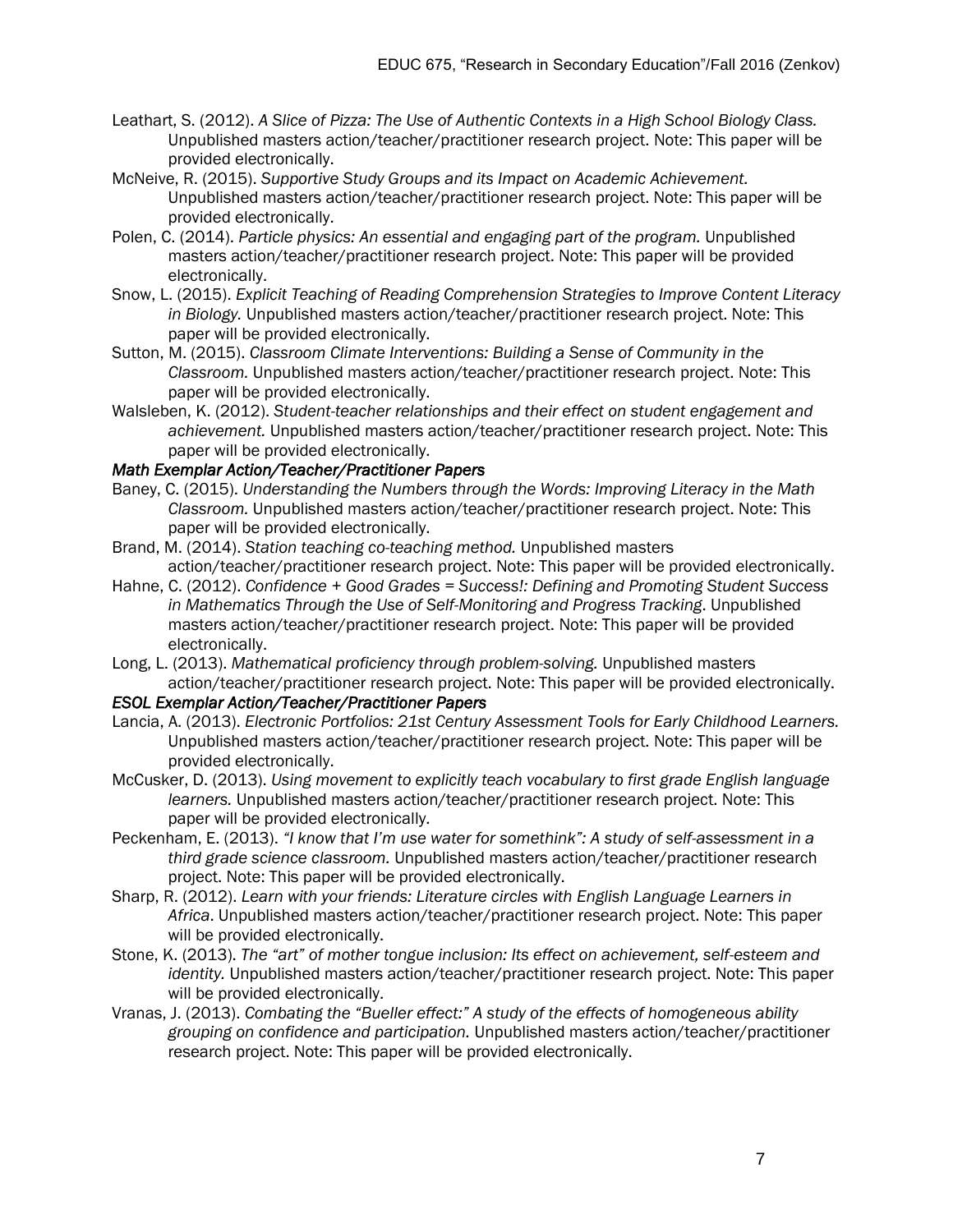Leathart, S. (2012). *A Slice of Pizza: The Use of Authentic Contexts in a High School Biology Class.* Unpublished masters action/teacher/practitioner research project. Note: This paper will be provided electronically.

McNeive, R. (2015). *Supportive Study Groups and its Impact on Academic Achievement.* Unpublished masters action/teacher/practitioner research project. Note: This paper will be provided electronically.

Polen, C. (2014). *Particle physics: An essential and engaging part of the program.* Unpublished masters action/teacher/practitioner research project. Note: This paper will be provided electronically.

Snow, L. (2015). *Explicit Teaching of Reading Comprehension Strategies to Improve Content Literacy in Biology.* Unpublished masters action/teacher/practitioner research project. Note: This paper will be provided electronically.

Sutton, M. (2015). *Classroom Climate Interventions: Building a Sense of Community in the Classroom.* Unpublished masters action/teacher/practitioner research project. Note: This paper will be provided electronically.

Walsleben, K. (2012). *Student-teacher relationships and their effect on student engagement and achievement.* Unpublished masters action/teacher/practitioner research project. Note: This paper will be provided electronically.

***Math Exemplar Action/Teacher/Practitioner Papers***

Baney, C. (2015). *Understanding the Numbers through the Words: Improving Literacy in the Math Classroom.* Unpublished masters action/teacher/practitioner research project. Note: This paper will be provided electronically.

Brand, M. (2014). *Station teaching co-teaching method.* Unpublished masters action/teacher/practitioner research project. Note: This paper will be provided electronically.

Hahne, C. (2012). *Confidence + Good Grades = Success!: Defining and Promoting Student Success in Mathematics Through the Use of Self-Monitoring and Progress Tracking*. Unpublished masters action/teacher/practitioner research project. Note: This paper will be provided electronically.

Long, L. (2013). *Mathematical proficiency through problem-solving.* Unpublished masters action/teacher/practitioner research project. Note: This paper will be provided electronically.

***ESOL Exemplar Action/Teacher/Practitioner Papers***

Lancia, A. (2013). *Electronic Portfolios: 21st Century Assessment Tools for Early Childhood Learners.* Unpublished masters action/teacher/practitioner research project. Note: This paper will be provided electronically.

McCusker, D. (2013). *Using movement to explicitly teach vocabulary to first grade English language learners.* Unpublished masters action/teacher/practitioner research project. Note: This paper will be provided electronically.

Peckenham, E. (2013). *"I know that I'm use water for somethink": A study of self-assessment in a third grade science classroom.* Unpublished masters action/teacher/practitioner research project. Note: This paper will be provided electronically.

Sharp, R. (2012). *Learn with your friends: Literature circles with English Language Learners in Africa*. Unpublished masters action/teacher/practitioner research project. Note: This paper will be provided electronically.

Stone, K. (2013). *The "art" of mother tongue inclusion: Its effect on achievement, self-esteem and identity.* Unpublished masters action/teacher/practitioner research project. Note: This paper will be provided electronically.

Vranas, J. (2013). *Combating the "Bueller effect:" A study of the effects of homogeneous ability grouping on confidence and participation.* Unpublished masters action/teacher/practitioner research project. Note: This paper will be provided electronically.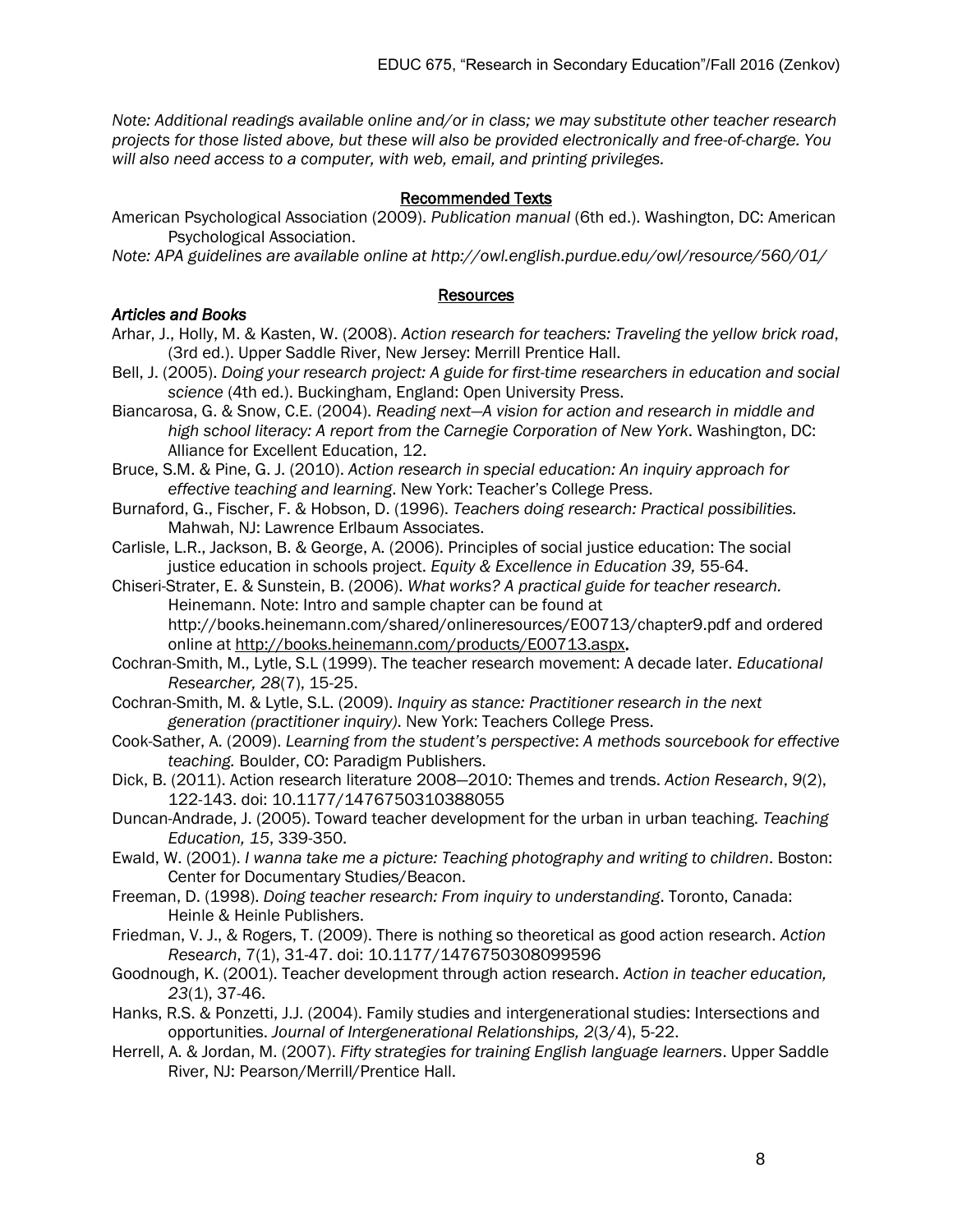*Note: Additional readings available online and/or in class; we may substitute other teacher research projects for those listed above, but these will also be provided electronically and free-of-charge. You will also need access to a computer, with web, email, and printing privileges.*

## Recommended Texts

American Psychological Association (2009). *Publication manual* (6th ed.). Washington, DC: American Psychological Association.

*Note: APA guidelines are available online at http://owl.english.purdue.edu/owl/resource/560/01/*

## Resources

### *Articles and Books*

Arhar, J., Holly, M. & Kasten, W. (2008). *Action research for teachers: Traveling the yellow brick road*, (3rd ed.). Upper Saddle River, New Jersey: Merrill Prentice Hall.

Bell, J. (2005). *Doing your research project: A guide for first-time researchers in education and social science* (4th ed.). Buckingham, England: Open University Press.

Biancarosa, G. & Snow, C.E. (2004). *Reading next—A vision for action and research in middle and high school literacy: A report from the Carnegie Corporation of New York*. Washington, DC: Alliance for Excellent Education, 12.

Bruce, S.M. & Pine, G. J. (2010). *Action research in special education: An inquiry approach for effective teaching and learning*. New York: Teacher's College Press.

Burnaford, G., Fischer, F. & Hobson, D. (1996). *Teachers doing research: Practical possibilities.* Mahwah, NJ: Lawrence Erlbaum Associates.

Carlisle, L.R., Jackson, B. & George, A. (2006). Principles of social justice education: The social justice education in schools project. *Equity & Excellence in Education 39,* 55-64.

Chiseri-Strater, E. & Sunstein, B. (2006). *What works? A practical guide for teacher research.* Heinemann. Note: Intro and sample chapter can be found at http://books.heinemann.com/shared/onlineresources/E00713/chapter9.pdf and ordered online at http://books.heinemann.com/products/E00713.aspx**.**

Cochran-Smith, M., Lytle, S.L (1999). The teacher research movement: A decade later. *Educational Researcher, 28*(7), 15-25.

Cochran-Smith, M. & Lytle, S.L. (2009). *Inquiry as stance: Practitioner research in the next generation (practitioner inquiry)*. New York: Teachers College Press.

Cook-Sather, A. (2009). *Learning from the student's perspective*: *A methods sourcebook for effective teaching.* Boulder, CO: Paradigm Publishers.

Dick, B. (2011). Action research literature 2008—2010: Themes and trends. *Action Research*, *9*(2), 122-143. doi: 10.1177/1476750310388055

Duncan-Andrade, J. (2005). Toward teacher development for the urban in urban teaching. *Teaching Education, 15*, 339-350.

Ewald, W. (2001). *I wanna take me a picture: Teaching photography and writing to children*. Boston: Center for Documentary Studies/Beacon.

Freeman, D. (1998). *Doing teacher research: From inquiry to understanding*. Toronto, Canada: Heinle & Heinle Publishers.

Friedman, V. J., & Rogers, T. (2009). There is nothing so theoretical as good action research. *Action Research*, 7(1), 31-47. doi: 10.1177/1476750308099596

Goodnough, K. (2001). Teacher development through action research. *Action in teacher education, 23*(1), 37-46.

Hanks, R.S. & Ponzetti, J.J. (2004). Family studies and intergenerational studies: Intersections and opportunities. *Journal of Intergenerational Relationships, 2*(3/4), 5-22.

Herrell, A. & Jordan, M. (2007). *Fifty strategies for training English language learners*. Upper Saddle River, NJ: Pearson/Merrill/Prentice Hall.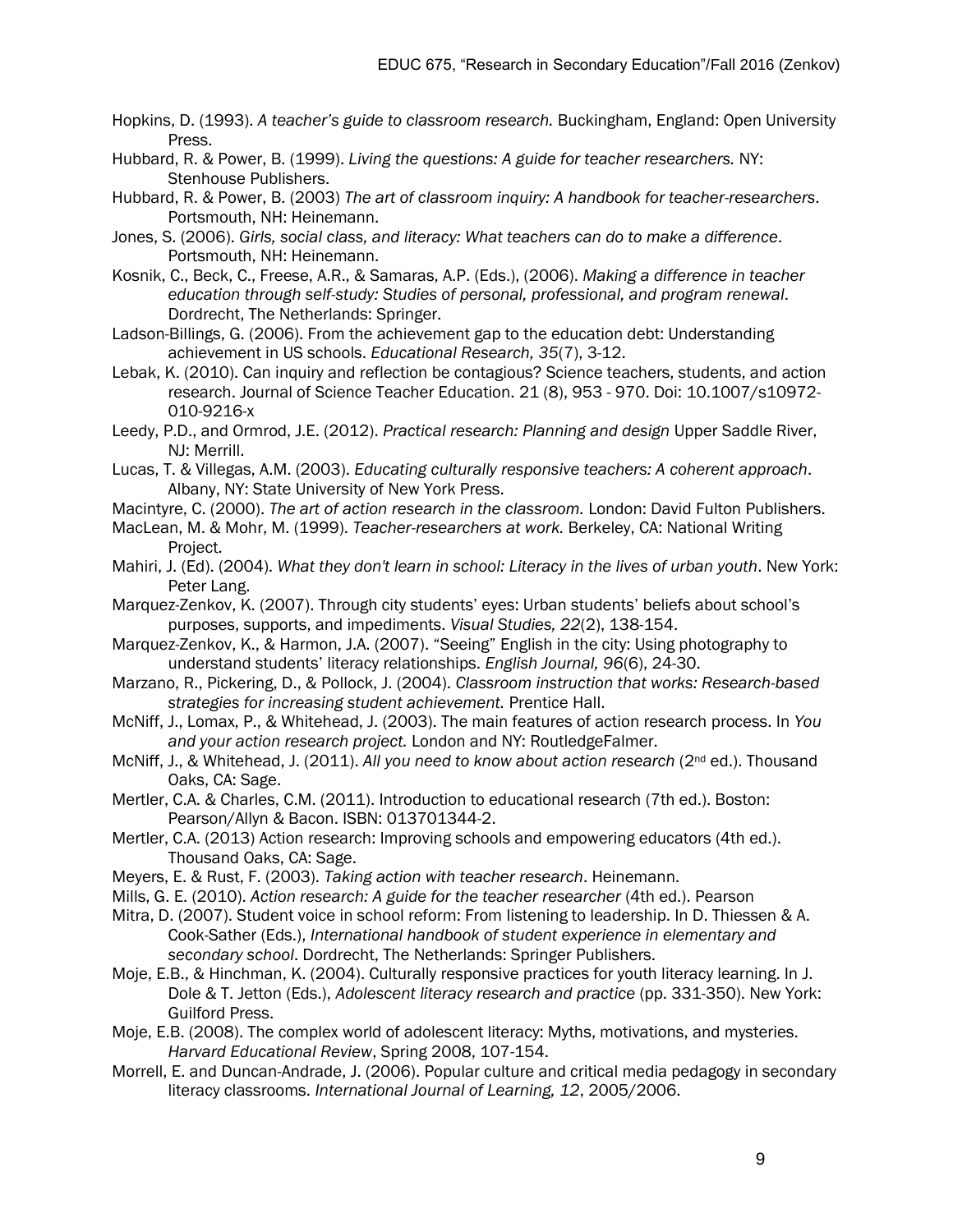Hopkins, D. (1993). *A teacher's guide to classroom research.* Buckingham, England: Open University Press.

Hubbard, R. & Power, B. (1999). *Living the questions: A guide for teacher researchers.* NY: Stenhouse Publishers.

Hubbard, R. & Power, B. (2003) *The art of classroom inquiry: A handbook for teacher-researchers*. Portsmouth, NH: Heinemann.

Jones, S. (2006). *Girls, social class, and literacy: What teachers can do to make a difference*. Portsmouth, NH: Heinemann.

Kosnik, C., Beck, C., Freese, A.R., & Samaras, A.P. (Eds.), (2006). *Making a difference in teacher education through self-study: Studies of personal, professional, and program renewal*. Dordrecht, The Netherlands: Springer.

Ladson-Billings, G. (2006). From the achievement gap to the education debt: Understanding achievement in US schools. *Educational Research, 35*(7), 3-12.

Lebak, K. (2010). Can inquiry and reflection be contagious? Science teachers, students, and action research. Journal of Science Teacher Education. 21 (8), 953 - 970. Doi: 10.1007/s10972-010-9216-x

Leedy, P.D., and Ormrod, J.E. (2012). *Practical research: Planning and design* Upper Saddle River, NJ: Merrill.

Lucas, T. & Villegas, A.M. (2003). *Educating culturally responsive teachers: A coherent approach*. Albany, NY: State University of New York Press.

Macintyre, C. (2000). *The art of action research in the classroom.* London: David Fulton Publishers.

MacLean, M. & Mohr, M. (1999). *Teacher-researchers at work.* Berkeley, CA: National Writing Project.

Mahiri, J. (Ed). (2004). *What they don't learn in school: Literacy in the lives of urban youth*. New York: Peter Lang.

Marquez-Zenkov, K. (2007). Through city students' eyes: Urban students' beliefs about school's purposes, supports, and impediments. *Visual Studies, 22*(2), 138-154.

Marquez-Zenkov, K., & Harmon, J.A. (2007). "Seeing" English in the city: Using photography to understand students' literacy relationships. *English Journal, 96*(6), 24-30.

Marzano, R., Pickering, D., & Pollock, J. (2004). *Classroom instruction that works: Research-based strategies for increasing student achievement.* Prentice Hall.

McNiff, J., Lomax, P., & Whitehead, J. (2003). The main features of action research process. In *You and your action research project.* London and NY: RoutledgeFalmer.

McNiff, J., & Whitehead, J. (2011). *All you need to know about action research* (2nd ed.). Thousand Oaks, CA: Sage.

Mertler, C.A. & Charles, C.M. (2011). Introduction to educational research (7th ed.). Boston: Pearson/Allyn & Bacon. ISBN: 013701344-2.

Mertler, C.A. (2013) Action research: Improving schools and empowering educators (4th ed.). Thousand Oaks, CA: Sage.

Meyers, E. & Rust, F. (2003). *Taking action with teacher research*. Heinemann.

Mills, G. E. (2010). *Action research: A guide for the teacher researcher* (4th ed.). Pearson

Mitra, D. (2007). Student voice in school reform: From listening to leadership. In D. Thiessen & A. Cook-Sather (Eds.), *International handbook of student experience in elementary and secondary school*. Dordrecht, The Netherlands: Springer Publishers.

Moje, E.B., & Hinchman, K. (2004). Culturally responsive practices for youth literacy learning. In J. Dole & T. Jetton (Eds.), *Adolescent literacy research and practice* (pp. 331-350). New York: Guilford Press.

Moje, E.B. (2008). The complex world of adolescent literacy: Myths, motivations, and mysteries. *Harvard Educational Review*, Spring 2008, 107-154.

Morrell, E. and Duncan-Andrade, J. (2006). Popular culture and critical media pedagogy in secondary literacy classrooms. *International Journal of Learning, 12*, 2005/2006.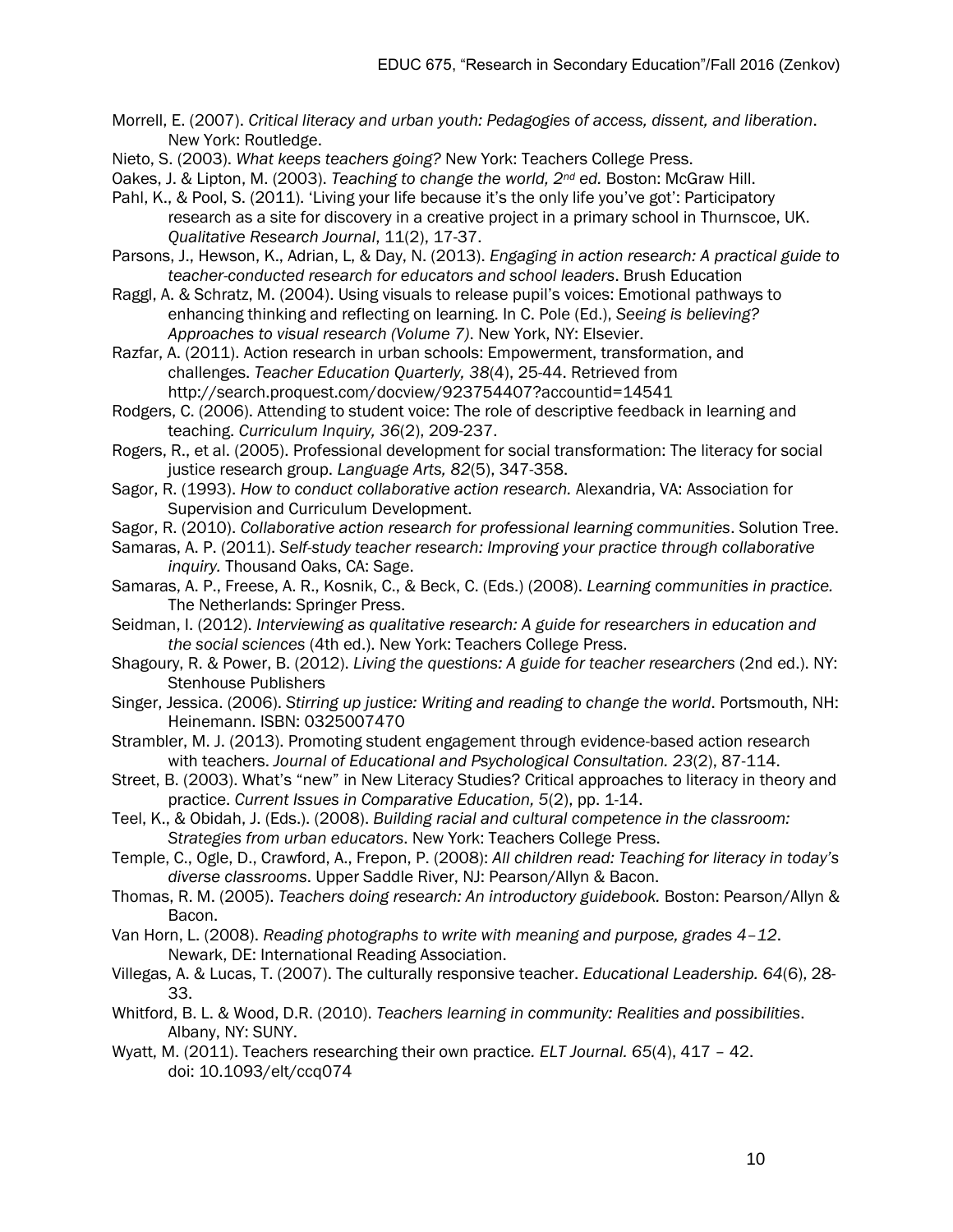Morrell, E. (2007). *Critical literacy and urban youth: Pedagogies of access, dissent, and liberation*. New York: Routledge.

Nieto, S. (2003). *What keeps teachers going?* New York: Teachers College Press.

Oakes, J. & Lipton, M. (2003). *Teaching to change the world, 2nd ed.* Boston: McGraw Hill.

Pahl, K., & Pool, S. (2011). 'Living your life because it's the only life you've got': Participatory research as a site for discovery in a creative project in a primary school in Thurnscoe, UK. *Qualitative Research Journal*, 11(2), 17-37.

Parsons, J., Hewson, K., Adrian, L, & Day, N. (2013). *Engaging in action research: A practical guide to teacher-conducted research for educators and school leaders*. Brush Education

Raggl, A. & Schratz, M. (2004). Using visuals to release pupil's voices: Emotional pathways to enhancing thinking and reflecting on learning. In C. Pole (Ed.), *Seeing is believing? Approaches to visual research (Volume 7)*. New York, NY: Elsevier.

Razfar, A. (2011). Action research in urban schools: Empowerment, transformation, and challenges. *Teacher Education Quarterly, 38*(4), 25-44. Retrieved from http://search.proquest.com/docview/923754407?accountid=14541

Rodgers, C. (2006). Attending to student voice: The role of descriptive feedback in learning and teaching. *Curriculum Inquiry, 36*(2), 209-237.

Rogers, R., et al. (2005). Professional development for social transformation: The literacy for social justice research group. *Language Arts, 82*(5), 347-358.

Sagor, R. (1993). *How to conduct collaborative action research.* Alexandria, VA: Association for Supervision and Curriculum Development.

Sagor, R. (2010). *Collaborative action research for professional learning communities*. Solution Tree.

Samaras, A. P. (2011). *Self-study teacher research: Improving your practice through collaborative inquiry.* Thousand Oaks, CA: Sage.

Samaras, A. P., Freese, A. R., Kosnik, C., & Beck, C. (Eds.) (2008). *Learning communities in practice.* The Netherlands: Springer Press.

Seidman, I. (2012). *Interviewing as qualitative research: A guide for researchers in education and the social sciences* (4th ed.). New York: Teachers College Press.

Shagoury, R. & Power, B. (2012). *Living the questions: A guide for teacher researchers* (2nd ed.). NY: Stenhouse Publishers

Singer, Jessica. (2006). *Stirring up justice: Writing and reading to change the world*. Portsmouth, NH: Heinemann. ISBN: 0325007470

Strambler, M. J. (2013). Promoting student engagement through evidence-based action research with teachers. *Journal of Educational and Psychological Consultation. 23*(2), 87-114.

Street, B. (2003). What's "new" in New Literacy Studies? Critical approaches to literacy in theory and practice. *Current Issues in Comparative Education, 5*(2), pp. 1-14.

Teel, K., & Obidah, J. (Eds.). (2008). *Building racial and cultural competence in the classroom: Strategies from urban educators*. New York: Teachers College Press.

Temple, C., Ogle, D., Crawford, A., Frepon, P. (2008): *All children read: Teaching for literacy in today's diverse classrooms*. Upper Saddle River, NJ: Pearson/Allyn & Bacon.

Thomas, R. M. (2005). *Teachers doing research: An introductory guidebook.* Boston: Pearson/Allyn & Bacon.

Van Horn, L. (2008). *Reading photographs to write with meaning and purpose, grades 4–12*. Newark, DE: International Reading Association.

Villegas, A. & Lucas, T. (2007). The culturally responsive teacher. *Educational Leadership. 64*(6), 28-33.

Whitford, B. L. & Wood, D.R. (2010). *Teachers learning in community: Realities and possibilities*. Albany, NY: SUNY.

Wyatt, M. (2011). Teachers researching their own practice. *ELT Journal. 65*(4), 417 – 42. doi: 10.1093/elt/ccq074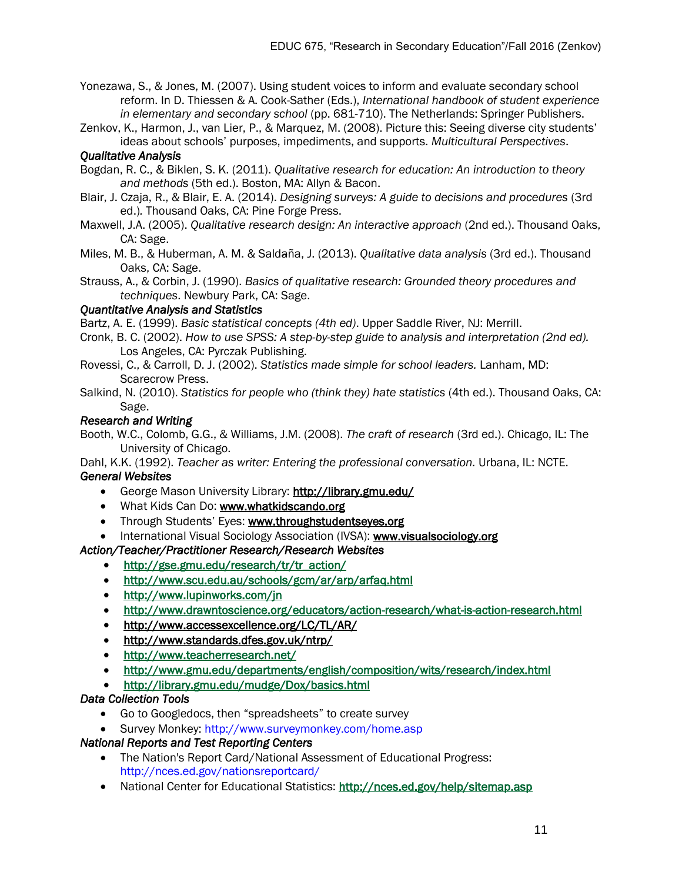Yonezawa, S., & Jones, M. (2007). Using student voices to inform and evaluate secondary school reform. In D. Thiessen & A. Cook-Sather (Eds.), *International handbook of student experience in elementary and secondary school* (pp. 681-710). The Netherlands: Springer Publishers.

Zenkov, K., Harmon, J., van Lier, P., & Marquez, M. (2008). Picture this: Seeing diverse city students' ideas about schools' purposes, impediments, and supports. *Multicultural Perspectives*.

*Qualitative Analysis*

Bogdan, R. C., & Biklen, S. K. (2011). *Qualitative research for education: An introduction to theory and methods* (5th ed.). Boston, MA: Allyn & Bacon.

Blair, J. Czaja, R., & Blair, E. A. (2014). *Designing surveys: A guide to decisions and procedures* (3rd ed.). Thousand Oaks, CA: Pine Forge Press.

Maxwell, J.A. (2005). *Qualitative research design: An interactive approach* (2nd ed.). Thousand Oaks, CA: Sage.

Miles, M. B., & Huberman, A. M. & Saldaña, J. (2013). *Qualitative data analysis* (3rd ed.). Thousand Oaks, CA: Sage.

Strauss, A., & Corbin, J. (1990). *Basics of qualitative research: Grounded theory procedures and techniques*. Newbury Park, CA: Sage.

*Quantitative Analysis and Statistics*

Bartz, A. E. (1999). *Basic statistical concepts (4th ed)*. Upper Saddle River, NJ: Merrill.

Cronk, B. C. (2002). *How to use SPSS: A step-by-step guide to analysis and interpretation (2nd ed).* Los Angeles, CA: Pyrczak Publishing.

Rovessi, C., & Carroll, D. J. (2002). *Statistics made simple for school leaders.* Lanham, MD: Scarecrow Press.

Salkind, N. (2010). *Statistics for people who (think they) hate statistics* (4th ed.). Thousand Oaks, CA: Sage.

*Research and Writing*

Booth, W.C., Colomb, G.G., & Williams, J.M. (2008). *The craft of research* (3rd ed.). Chicago, IL: The University of Chicago.

Dahl, K.K. (1992). *Teacher as writer: Entering the professional conversation.* Urbana, IL: NCTE.

*General Websites*

- George Mason University Library: http://library.gmu.edu/
- What Kids Can Do: www.whatkidscando.org
- Through Students' Eyes: www.throughstudentseyes.org
- International Visual Sociology Association (IVSA): www.visualsociology.org

*Action/Teacher/Practitioner Research/Research Websites*

- http://gse.gmu.edu/research/tr/tr_action/
- http://www.scu.edu.au/schools/gcm/ar/arp/arfaq.html
- http://www.lupinworks.com/jn
- http://www.drawntoscience.org/educators/action-research/what-is-action-research.html
- http://www.accessexcellence.org/LC/TL/AR/
- http://www.standards.dfes.gov.uk/ntrp/
- http://www.teacherresearch.net/
- http://www.gmu.edu/departments/english/composition/wits/research/index.html
- http://library.gmu.edu/mudge/Dox/basics.html

*Data Collection Tools*

- Go to Googledocs, then "spreadsheets" to create survey
- Survey Monkey: http://www.surveymonkey.com/home.asp

*National Reports and Test Reporting Centers*

- The Nation's Report Card/National Assessment of Educational Progress: http://nces.ed.gov/nationsreportcard/
- National Center for Educational Statistics: http://nces.ed.gov/help/sitemap.asp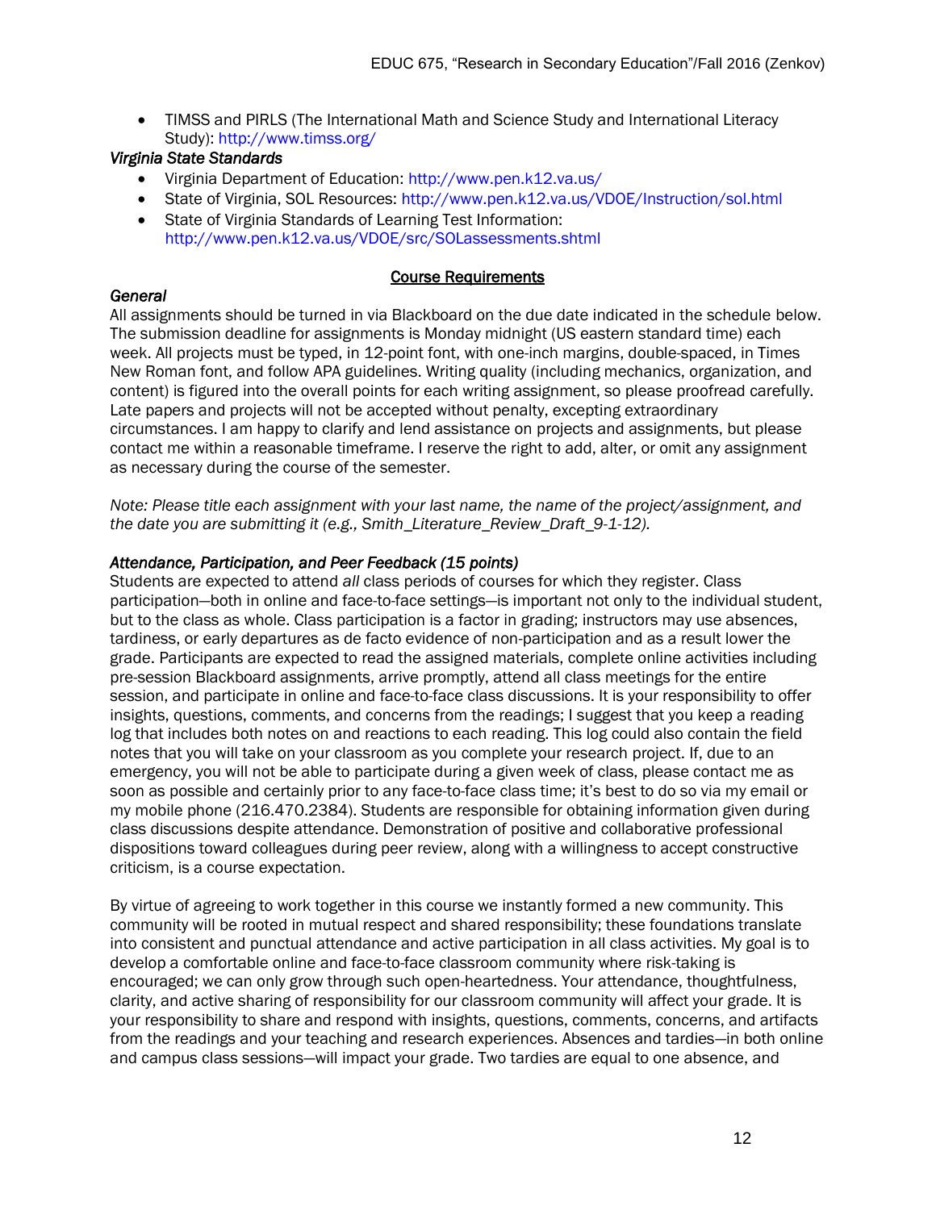- TIMSS and PIRLS (The International Math and Science Study and International Literacy Study): http://www.timss.org/

*Virginia State Standards*

- Virginia Department of Education: http://www.pen.k12.va.us/
- State of Virginia, SOL Resources: http://www.pen.k12.va.us/VDOE/Instruction/sol.html
- State of Virginia Standards of Learning Test Information: http://www.pen.k12.va.us/VDOE/src/SOLassessments.shtml

## Course Requirements

*General*

All assignments should be turned in via Blackboard on the due date indicated in the schedule below. The submission deadline for assignments is Monday midnight (US eastern standard time) each week. All projects must be typed, in 12-point font, with one-inch margins, double-spaced, in Times New Roman font, and follow APA guidelines. Writing quality (including mechanics, organization, and content) is figured into the overall points for each writing assignment, so please proofread carefully. Late papers and projects will not be accepted without penalty, excepting extraordinary circumstances. I am happy to clarify and lend assistance on projects and assignments, but please contact me within a reasonable timeframe. I reserve the right to add, alter, or omit any assignment as necessary during the course of the semester.

*Note: Please title each assignment with your last name, the name of the project/assignment, and the date you are submitting it (e.g., Smith_Literature_Review_Draft_9-1-12).*

*Attendance, Participation, and Peer Feedback (15 points)*

Students are expected to attend *all* class periods of courses for which they register. Class participation—both in online and face-to-face settings—is important not only to the individual student, but to the class as whole. Class participation is a factor in grading; instructors may use absences, tardiness, or early departures as de facto evidence of non-participation and as a result lower the grade. Participants are expected to read the assigned materials, complete online activities including pre-session Blackboard assignments, arrive promptly, attend all class meetings for the entire session, and participate in online and face-to-face class discussions. It is your responsibility to offer insights, questions, comments, and concerns from the readings; I suggest that you keep a reading log that includes both notes on and reactions to each reading. This log could also contain the field notes that you will take on your classroom as you complete your research project. If, due to an emergency, you will not be able to participate during a given week of class, please contact me as soon as possible and certainly prior to any face-to-face class time; it's best to do so via my email or my mobile phone (216.470.2384). Students are responsible for obtaining information given during class discussions despite attendance. Demonstration of positive and collaborative professional dispositions toward colleagues during peer review, along with a willingness to accept constructive criticism, is a course expectation.

By virtue of agreeing to work together in this course we instantly formed a new community. This community will be rooted in mutual respect and shared responsibility; these foundations translate into consistent and punctual attendance and active participation in all class activities. My goal is to develop a comfortable online and face-to-face classroom community where risk-taking is encouraged; we can only grow through such open-heartedness. Your attendance, thoughtfulness, clarity, and active sharing of responsibility for our classroom community will affect your grade. It is your responsibility to share and respond with insights, questions, comments, concerns, and artifacts from the readings and your teaching and research experiences. Absences and tardies—in both online and campus class sessions—will impact your grade. Two tardies are equal to one absence, and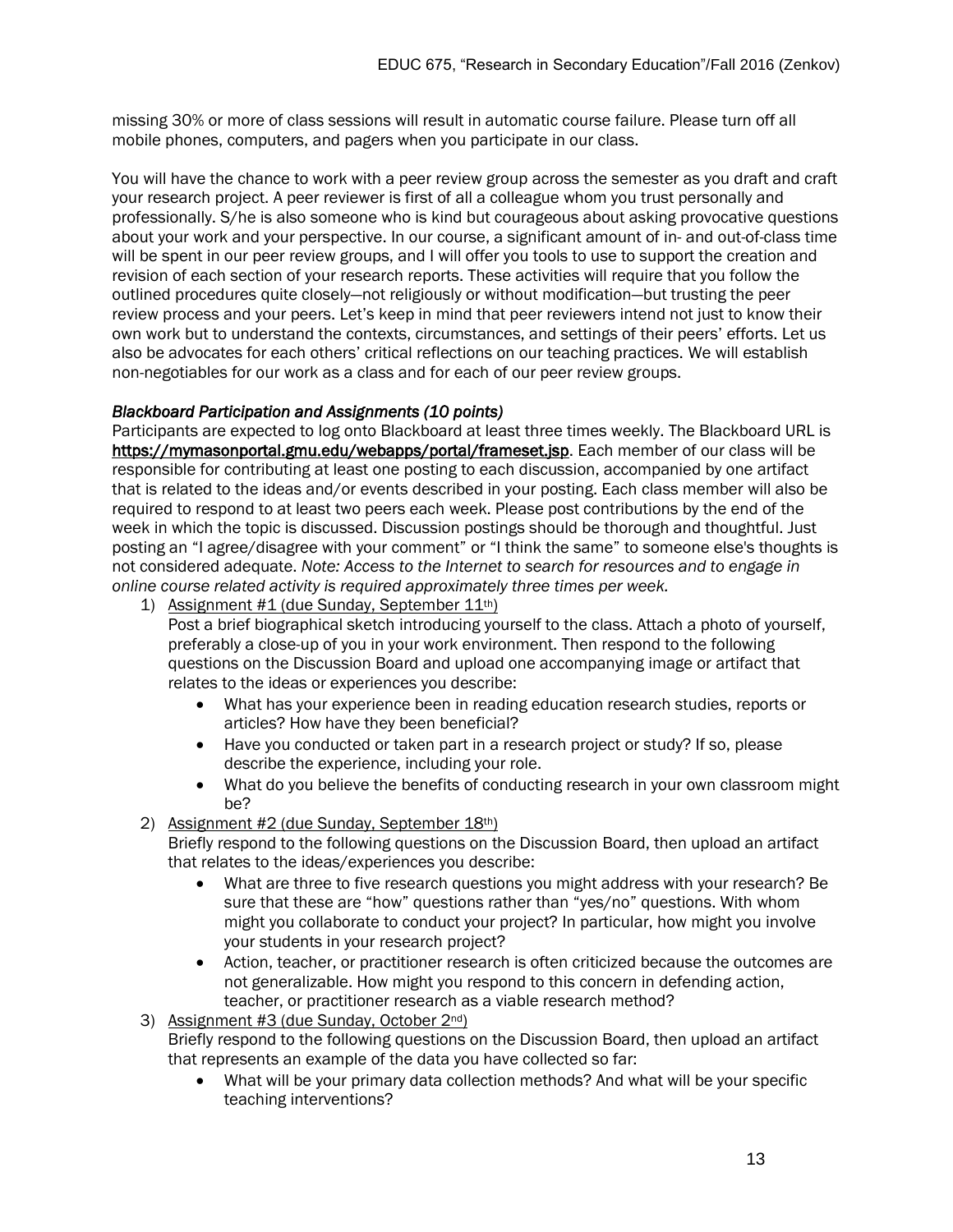missing 30% or more of class sessions will result in automatic course failure. Please turn off all mobile phones, computers, and pagers when you participate in our class.

You will have the chance to work with a peer review group across the semester as you draft and craft your research project. A peer reviewer is first of all a colleague whom you trust personally and professionally. S/he is also someone who is kind but courageous about asking provocative questions about your work and your perspective. In our course, a significant amount of in- and out-of-class time will be spent in our peer review groups, and I will offer you tools to use to support the creation and revision of each section of your research reports. These activities will require that you follow the outlined procedures quite closely—not religiously or without modification—but trusting the peer review process and your peers. Let's keep in mind that peer reviewers intend not just to know their own work but to understand the contexts, circumstances, and settings of their peers' efforts. Let us also be advocates for each others' critical reflections on our teaching practices. We will establish non-negotiables for our work as a class and for each of our peer review groups.

***Blackboard Participation and Assignments (10 points)***

Participants are expected to log onto Blackboard at least three times weekly. The Blackboard URL is **https://mymasonportal.gmu.edu/webapps/portal/frameset.jsp**. Each member of our class will be responsible for contributing at least one posting to each discussion, accompanied by one artifact that is related to the ideas and/or events described in your posting. Each class member will also be required to respond to at least two peers each week. Please post contributions by the end of the week in which the topic is discussed. Discussion postings should be thorough and thoughtful. Just posting an "I agree/disagree with your comment" or "I think the same" to someone else's thoughts is not considered adequate. *Note: Access to the Internet to search for resources and to engage in online course related activity is required approximately three times per week.*

1) Assignment #1 (due Sunday, September 11th)
   Post a brief biographical sketch introducing yourself to the class. Attach a photo of yourself, preferably a close-up of you in your work environment. Then respond to the following questions on the Discussion Board and upload one accompanying image or artifact that relates to the ideas or experiences you describe:
   - What has your experience been in reading education research studies, reports or articles? How have they been beneficial?
   - Have you conducted or taken part in a research project or study? If so, please describe the experience, including your role.
   - What do you believe the benefits of conducting research in your own classroom might be?
2) Assignment #2 (due Sunday, September 18th)
   Briefly respond to the following questions on the Discussion Board, then upload an artifact that relates to the ideas/experiences you describe:
   - What are three to five research questions you might address with your research? Be sure that these are "how" questions rather than "yes/no" questions. With whom might you collaborate to conduct your project? In particular, how might you involve your students in your research project?
   - Action, teacher, or practitioner research is often criticized because the outcomes are not generalizable. How might you respond to this concern in defending action, teacher, or practitioner research as a viable research method?
3) Assignment #3 (due Sunday, October 2nd)
   Briefly respond to the following questions on the Discussion Board, then upload an artifact that represents an example of the data you have collected so far:
   - What will be your primary data collection methods? And what will be your specific teaching interventions?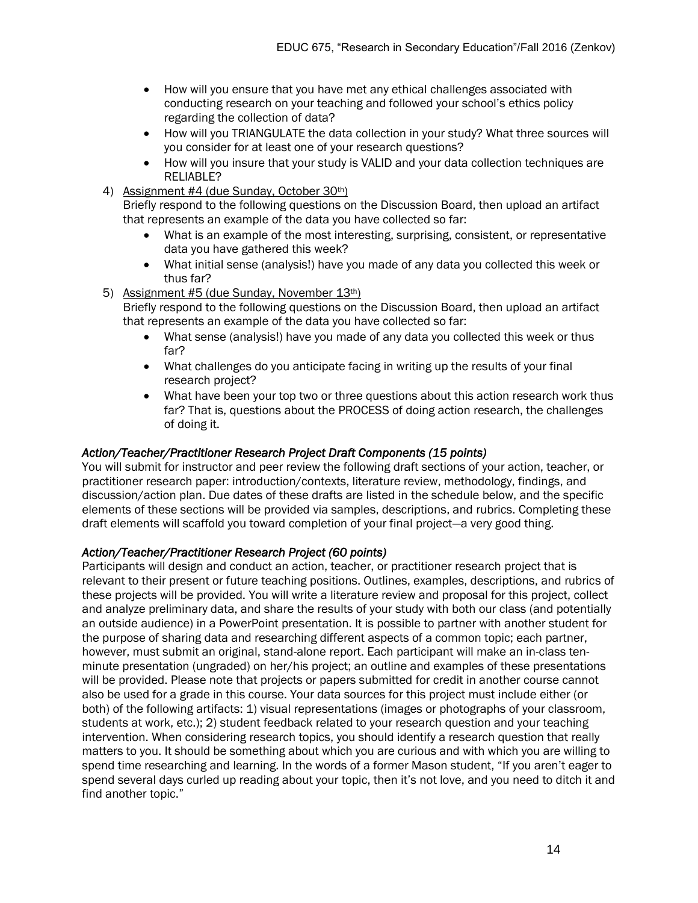- How will you ensure that you have met any ethical challenges associated with conducting research on your teaching and followed your school's ethics policy regarding the collection of data?
- How will you TRIANGULATE the data collection in your study? What three sources will you consider for at least one of your research questions?
- How will you insure that your study is VALID and your data collection techniques are RELIABLE?

4) Assignment #4 (due Sunday, October 30th)
   Briefly respond to the following questions on the Discussion Board, then upload an artifact that represents an example of the data you have collected so far:
   - What is an example of the most interesting, surprising, consistent, or representative data you have gathered this week?
   - What initial sense (analysis!) have you made of any data you collected this week or thus far?

5) Assignment #5 (due Sunday, November 13th)
   Briefly respond to the following questions on the Discussion Board, then upload an artifact that represents an example of the data you have collected so far:
   - What sense (analysis!) have you made of any data you collected this week or thus far?
   - What challenges do you anticipate facing in writing up the results of your final research project?
   - What have been your top two or three questions about this action research work thus far? That is, questions about the PROCESS of doing action research, the challenges of doing it.

*Action/Teacher/Practitioner Research Project Draft Components (15 points)*

You will submit for instructor and peer review the following draft sections of your action, teacher, or practitioner research paper: introduction/contexts, literature review, methodology, findings, and discussion/action plan. Due dates of these drafts are listed in the schedule below, and the specific elements of these sections will be provided via samples, descriptions, and rubrics. Completing these draft elements will scaffold you toward completion of your final project—a very good thing.

*Action/Teacher/Practitioner Research Project (60 points)*

Participants will design and conduct an action, teacher, or practitioner research project that is relevant to their present or future teaching positions. Outlines, examples, descriptions, and rubrics of these projects will be provided. You will write a literature review and proposal for this project, collect and analyze preliminary data, and share the results of your study with both our class (and potentially an outside audience) in a PowerPoint presentation. It is possible to partner with another student for the purpose of sharing data and researching different aspects of a common topic; each partner, however, must submit an original, stand-alone report. Each participant will make an in-class ten-minute presentation (ungraded) on her/his project; an outline and examples of these presentations will be provided. Please note that projects or papers submitted for credit in another course cannot also be used for a grade in this course. Your data sources for this project must include either (or both) of the following artifacts: 1) visual representations (images or photographs of your classroom, students at work, etc.); 2) student feedback related to your research question and your teaching intervention. When considering research topics, you should identify a research question that really matters to you. It should be something about which you are curious and with which you are willing to spend time researching and learning. In the words of a former Mason student, "If you aren't eager to spend several days curled up reading about your topic, then it's not love, and you need to ditch it and find another topic."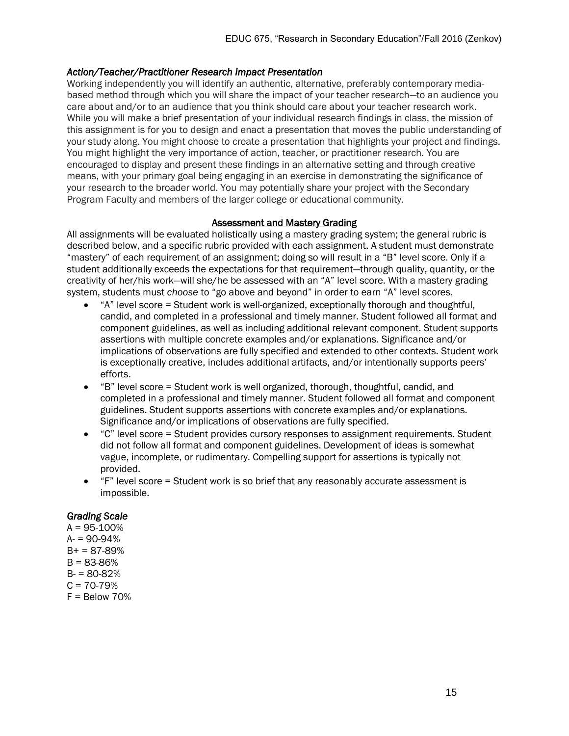### *Action/Teacher/Practitioner Research Impact Presentation*

Working independently you will identify an authentic, alternative, preferably contemporary media-based method through which you will share the impact of your teacher research—to an audience you care about and/or to an audience that you think should care about your teacher research work. While you will make a brief presentation of your individual research findings in class, the mission of this assignment is for you to design and enact a presentation that moves the public understanding of your study along. You might choose to create a presentation that highlights your project and findings. You might highlight the very importance of action, teacher, or practitioner research. You are encouraged to display and present these findings in an alternative setting and through creative means, with your primary goal being engaging in an exercise in demonstrating the significance of your research to the broader world. You may potentially share your project with the Secondary Program Faculty and members of the larger college or educational community.

## Assessment and Mastery Grading

All assignments will be evaluated holistically using a mastery grading system; the general rubric is described below, and a specific rubric provided with each assignment. A student must demonstrate "mastery" of each requirement of an assignment; doing so will result in a "B" level score. Only if a student additionally exceeds the expectations for that requirement—through quality, quantity, or the creativity of her/his work—will she/he be assessed with an "A" level score. With a mastery grading system, students must *choose* to "go above and beyond" in order to earn "A" level scores.

- "A" level score = Student work is well-organized, exceptionally thorough and thoughtful, candid, and completed in a professional and timely manner. Student followed all format and component guidelines, as well as including additional relevant component. Student supports assertions with multiple concrete examples and/or explanations. Significance and/or implications of observations are fully specified and extended to other contexts. Student work is exceptionally creative, includes additional artifacts, and/or intentionally supports peers' efforts.
- "B" level score = Student work is well organized, thorough, thoughtful, candid, and completed in a professional and timely manner. Student followed all format and component guidelines. Student supports assertions with concrete examples and/or explanations. Significance and/or implications of observations are fully specified.
- "C" level score = Student provides cursory responses to assignment requirements. Student did not follow all format and component guidelines. Development of ideas is somewhat vague, incomplete, or rudimentary. Compelling support for assertions is typically not provided.
- "F" level score = Student work is so brief that any reasonably accurate assessment is impossible.

### *Grading Scale*

A = 95-100%
A- = 90-94%
B+ = 87-89%
B = 83-86%
B- = 80-82%
C = 70-79%
F = Below 70%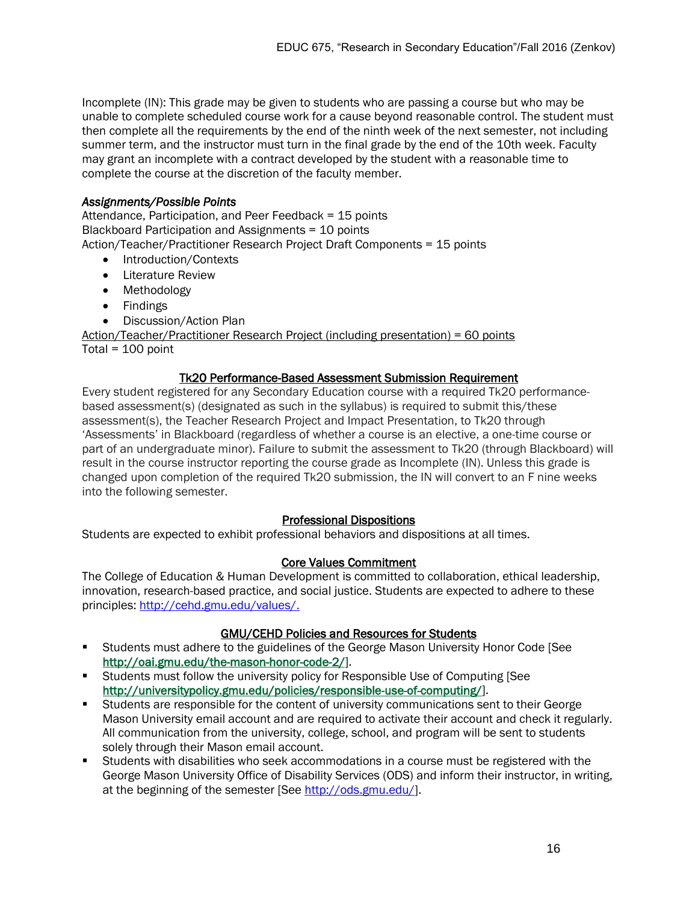Incomplete (IN): This grade may be given to students who are passing a course but who may be unable to complete scheduled course work for a cause beyond reasonable control. The student must then complete all the requirements by the end of the ninth week of the next semester, not including summer term, and the instructor must turn in the final grade by the end of the 10th week. Faculty may grant an incomplete with a contract developed by the student with a reasonable time to complete the course at the discretion of the faculty member.

*Assignments/Possible Points*

Attendance, Participation, and Peer Feedback = 15 points
Blackboard Participation and Assignments = 10 points
Action/Teacher/Practitioner Research Project Draft Components = 15 points

- Introduction/Contexts
- Literature Review
- Methodology
- Findings
- Discussion/Action Plan

<u>Action/Teacher/Practitioner Research Project (including presentation) = 60 points</u>
Total = 100 point

## Tk20 Performance-Based Assessment Submission Requirement

Every student registered for any Secondary Education course with a required Tk20 performance-based assessment(s) (designated as such in the syllabus) is required to submit this/these assessment(s), the Teacher Research Project and Impact Presentation, to Tk20 through 'Assessments' in Blackboard (regardless of whether a course is an elective, a one-time course or part of an undergraduate minor). Failure to submit the assessment to Tk20 (through Blackboard) will result in the course instructor reporting the course grade as Incomplete (IN). Unless this grade is changed upon completion of the required Tk20 submission, the IN will convert to an F nine weeks into the following semester.

## Professional Dispositions

Students are expected to exhibit professional behaviors and dispositions at all times.

## Core Values Commitment

The College of Education & Human Development is committed to collaboration, ethical leadership, innovation, research-based practice, and social justice. Students are expected to adhere to these principles: http://cehd.gmu.edu/values/.

## GMU/CEHD Policies and Resources for Students

- Students must adhere to the guidelines of the George Mason University Honor Code [See http://oai.gmu.edu/the-mason-honor-code-2/].
- Students must follow the university policy for Responsible Use of Computing [See http://universitypolicy.gmu.edu/policies/responsible-use-of-computing/].
- Students are responsible for the content of university communications sent to their George Mason University email account and are required to activate their account and check it regularly. All communication from the university, college, school, and program will be sent to students solely through their Mason email account.
- Students with disabilities who seek accommodations in a course must be registered with the George Mason University Office of Disability Services (ODS) and inform their instructor, in writing, at the beginning of the semester [See http://ods.gmu.edu/].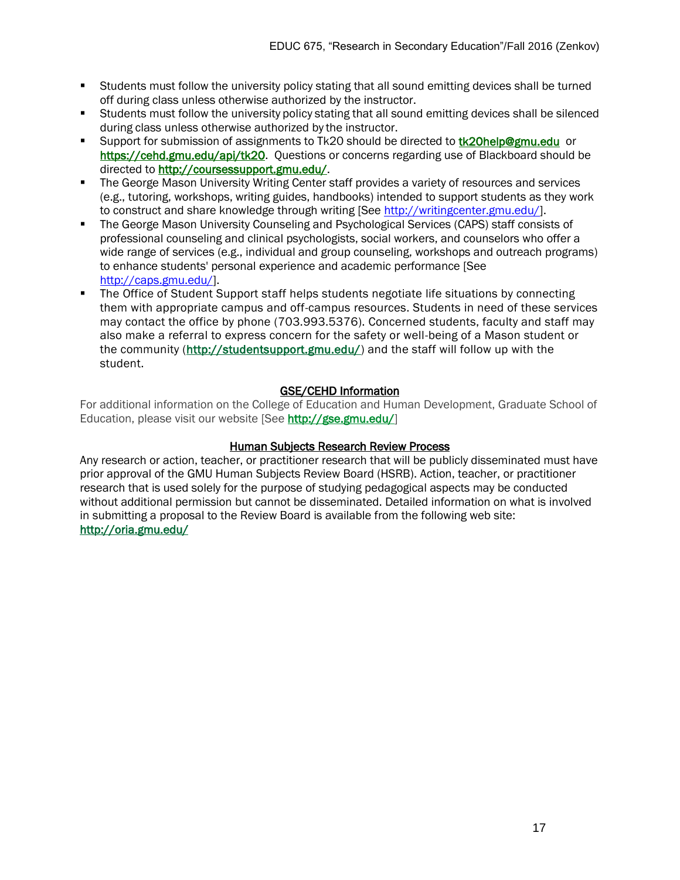- Students must follow the university policy stating that all sound emitting devices shall be turned off during class unless otherwise authorized by the instructor.
- Students must follow the university policy stating that all sound emitting devices shall be silenced during class unless otherwise authorized by the instructor.
- Support for submission of assignments to Tk20 should be directed to tk20help@gmu.edu or https://cehd.gmu.edu/api/tk20. Questions or concerns regarding use of Blackboard should be directed to http://coursessupport.gmu.edu/.
- The George Mason University Writing Center staff provides a variety of resources and services (e.g., tutoring, workshops, writing guides, handbooks) intended to support students as they work to construct and share knowledge through writing [See http://writingcenter.gmu.edu/].
- The George Mason University Counseling and Psychological Services (CAPS) staff consists of professional counseling and clinical psychologists, social workers, and counselors who offer a wide range of services (e.g., individual and group counseling, workshops and outreach programs) to enhance students' personal experience and academic performance [See http://caps.gmu.edu/].
- The Office of Student Support staff helps students negotiate life situations by connecting them with appropriate campus and off-campus resources. Students in need of these services may contact the office by phone (703.993.5376). Concerned students, faculty and staff may also make a referral to express concern for the safety or well-being of a Mason student or the community (http://studentsupport.gmu.edu/) and the staff will follow up with the student.

## GSE/CEHD Information

For additional information on the College of Education and Human Development, Graduate School of Education, please visit our website [See http://gse.gmu.edu/]

## Human Subjects Research Review Process

Any research or action, teacher, or practitioner research that will be publicly disseminated must have prior approval of the GMU Human Subjects Review Board (HSRB). Action, teacher, or practitioner research that is used solely for the purpose of studying pedagogical aspects may be conducted without additional permission but cannot be disseminated. Detailed information on what is involved in submitting a proposal to the Review Board is available from the following web site: http://oria.gmu.edu/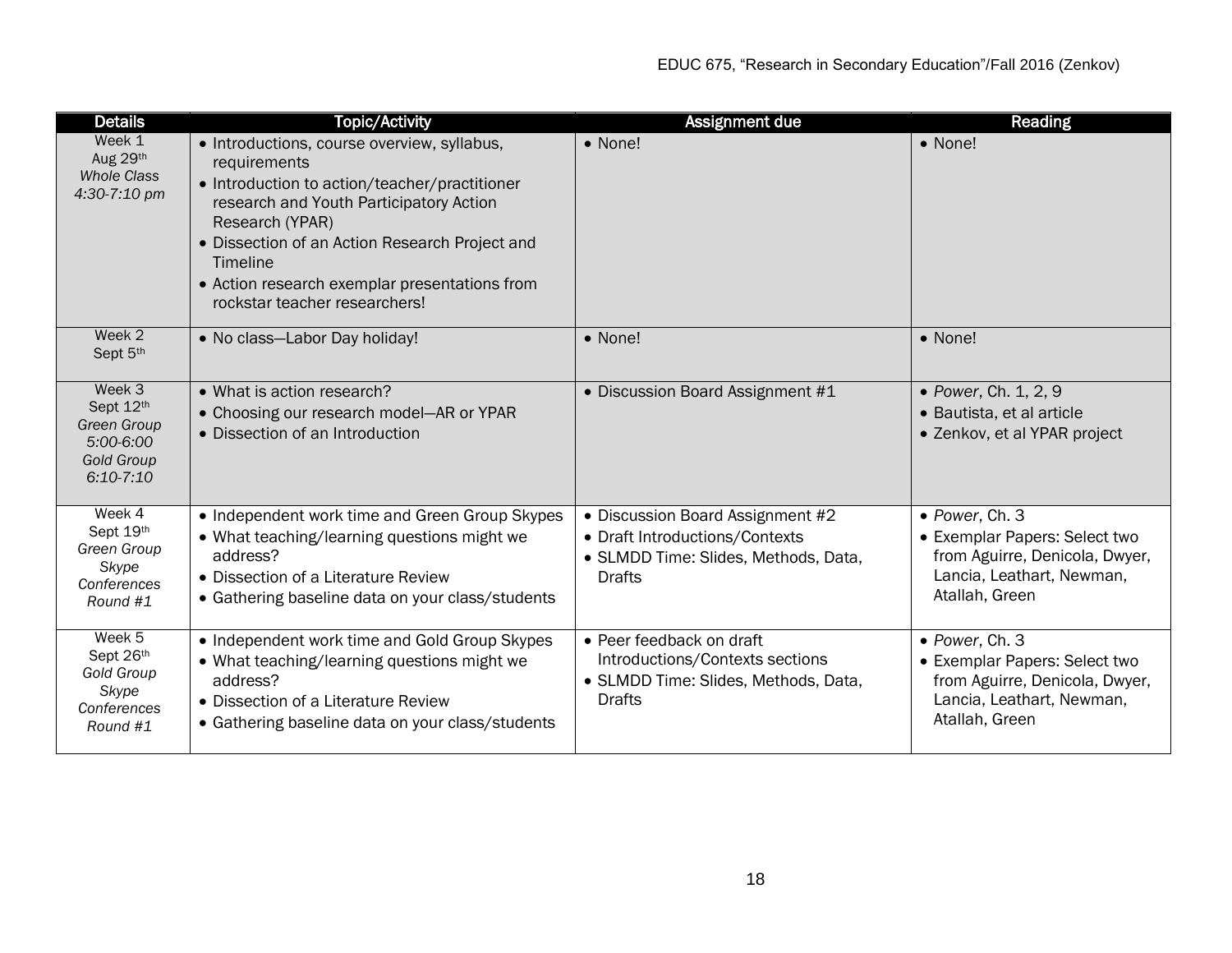| Details | Topic/Activity | Assignment due | Reading |
|---|---|---|---|
| Week 1<br>Aug 29th<br>*Whole Class*<br>*4:30-7:10 pm* | • Introductions, course overview, syllabus, requirements<br>• Introduction to action/teacher/practitioner research and Youth Participatory Action Research (YPAR)<br>• Dissection of an Action Research Project and Timeline<br>• Action research exemplar presentations from rockstar teacher researchers! | • None! | • None! |
| Week 2<br>Sept 5th | • No class—Labor Day holiday! | • None! | • None! |
| Week 3<br>Sept 12th<br>*Green Group*<br>*5:00-6:00*<br>*Gold Group*<br>*6:10-7:10* | • What is action research?<br>• Choosing our research model—AR or YPAR<br>• Dissection of an Introduction | • Discussion Board Assignment #1 | • *Power*, Ch. 1, 2, 9<br>• Bautista, et al article<br>• Zenkov, et al YPAR project |
| Week 4<br>Sept 19th<br>*Green Group*<br>*Skype*<br>*Conferences*<br>*Round #1* | • Independent work time and Green Group Skypes<br>• What teaching/learning questions might we address?<br>• Dissection of a Literature Review<br>• Gathering baseline data on your class/students | • Discussion Board Assignment #2<br>• Draft Introductions/Contexts<br>• SLMDD Time: Slides, Methods, Data, Drafts | • *Power*, Ch. 3<br>• Exemplar Papers: Select two from Aguirre, Denicola, Dwyer, Lancia, Leathart, Newman, Atallah, Green |
| Week 5<br>Sept 26th<br>*Gold Group*<br>*Skype*<br>*Conferences*<br>*Round #1* | • Independent work time and Gold Group Skypes<br>• What teaching/learning questions might we address?<br>• Dissection of a Literature Review<br>• Gathering baseline data on your class/students | • Peer feedback on draft Introductions/Contexts sections<br>• SLMDD Time: Slides, Methods, Data, Drafts | • *Power*, Ch. 3<br>• Exemplar Papers: Select two from Aguirre, Denicola, Dwyer, Lancia, Leathart, Newman, Atallah, Green |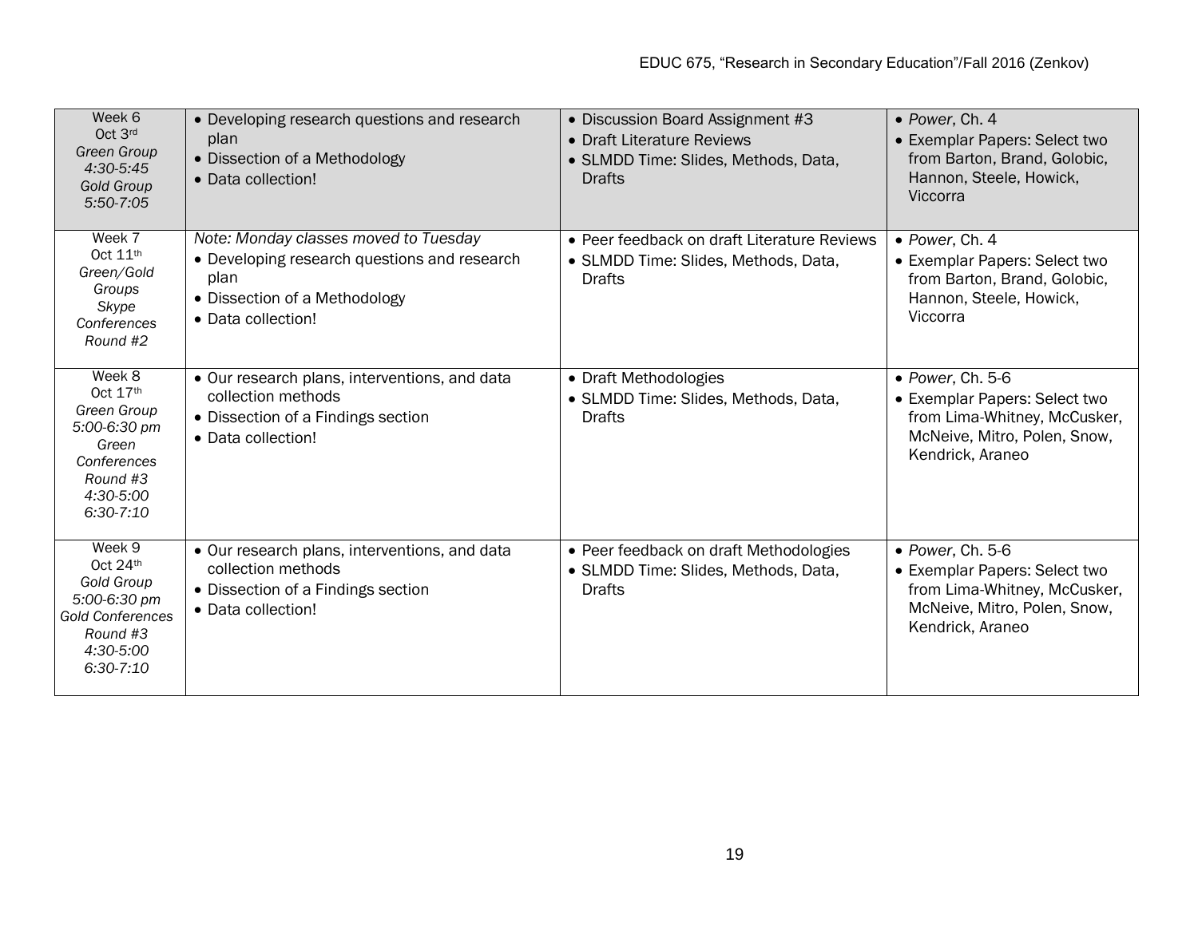| Week 6<br>Oct 3rd<br>*Green Group*<br>*4:30-5:45*<br>*Gold Group*<br>*5:50-7:05* | • Developing research questions and research plan<br>• Dissection of a Methodology<br>• Data collection! | • Discussion Board Assignment #3<br>• Draft Literature Reviews<br>• SLMDD Time: Slides, Methods, Data, Drafts | • *Power*, Ch. 4<br>• Exemplar Papers: Select two from Barton, Brand, Golobic, Hannon, Steele, Howick, Viccorra |
|---|---|---|---|
| Week 7<br>Oct 11th<br>*Green/Gold Groups*<br>*Skype Conferences*<br>*Round #2* | *Note: Monday classes moved to Tuesday*<br>• Developing research questions and research plan<br>• Dissection of a Methodology<br>• Data collection! | • Peer feedback on draft Literature Reviews<br>• SLMDD Time: Slides, Methods, Data, Drafts | • *Power*, Ch. 4<br>• Exemplar Papers: Select two from Barton, Brand, Golobic, Hannon, Steele, Howick, Viccorra |
| Week 8<br>Oct 17th<br>*Green Group*<br>*5:00-6:30 pm*<br>*Green Conferences*<br>*Round #3*<br>*4:30-5:00*<br>*6:30-7:10* | • Our research plans, interventions, and data collection methods<br>• Dissection of a Findings section<br>• Data collection! | • Draft Methodologies<br>• SLMDD Time: Slides, Methods, Data, Drafts | • *Power*, Ch. 5-6<br>• Exemplar Papers: Select two from Lima-Whitney, McCusker, McNeive, Mitro, Polen, Snow, Kendrick, Araneo |
| Week 9<br>Oct 24th<br>*Gold Group*<br>*5:00-6:30 pm*<br>*Gold Conferences*<br>*Round #3*<br>*4:30-5:00*<br>*6:30-7:10* | • Our research plans, interventions, and data collection methods<br>• Dissection of a Findings section<br>• Data collection! | • Peer feedback on draft Methodologies<br>• SLMDD Time: Slides, Methods, Data, Drafts | • *Power*, Ch. 5-6<br>• Exemplar Papers: Select two from Lima-Whitney, McCusker, McNeive, Mitro, Polen, Snow, Kendrick, Araneo |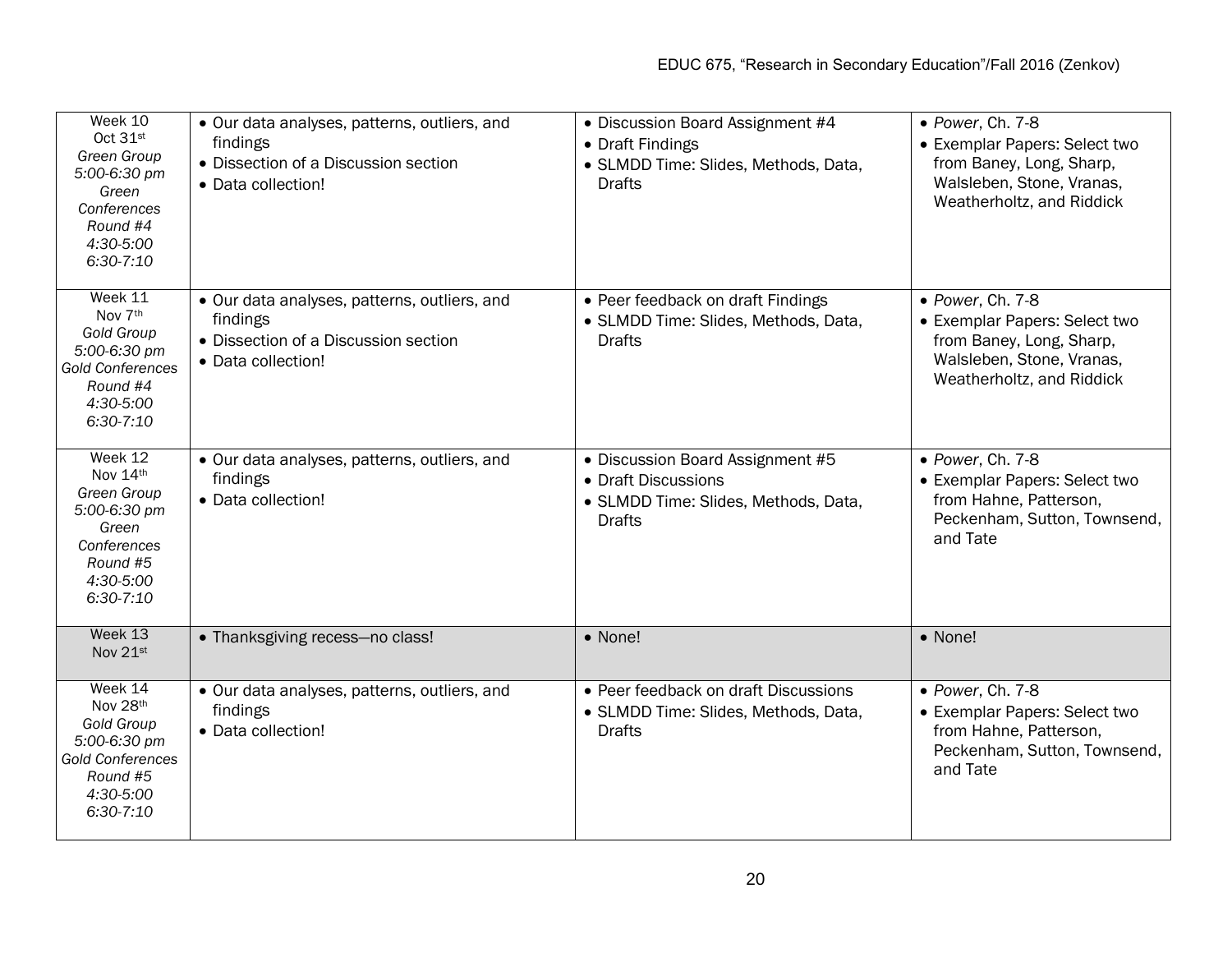| Week 10<br>Oct 31st<br>*Green Group*<br>*5:00-6:30 pm*<br>*Green Conferences Round #4*<br>*4:30-5:00*<br>*6:30-7:10* | • Our data analyses, patterns, outliers, and findings<br>• Dissection of a Discussion section<br>• Data collection! | • Discussion Board Assignment #4<br>• Draft Findings<br>• SLMDD Time: Slides, Methods, Data, Drafts | • *Power*, Ch. 7-8<br>• Exemplar Papers: Select two from Baney, Long, Sharp, Walsleben, Stone, Vranas, Weatherholtz, and Riddick |
|---|---|---|---|
| Week 11<br>Nov 7th<br>*Gold Group*<br>*5:00-6:30 pm*<br>*Gold Conferences Round #4*<br>*4:30-5:00*<br>*6:30-7:10* | • Our data analyses, patterns, outliers, and findings<br>• Dissection of a Discussion section<br>• Data collection! | • Peer feedback on draft Findings<br>• SLMDD Time: Slides, Methods, Data, Drafts | • *Power*, Ch. 7-8<br>• Exemplar Papers: Select two from Baney, Long, Sharp, Walsleben, Stone, Vranas, Weatherholtz, and Riddick |
| Week 12<br>Nov 14th<br>*Green Group*<br>*5:00-6:30 pm*<br>*Green Conferences Round #5*<br>*4:30-5:00*<br>*6:30-7:10* | • Our data analyses, patterns, outliers, and findings<br>• Data collection! | • Discussion Board Assignment #5<br>• Draft Discussions<br>• SLMDD Time: Slides, Methods, Data, Drafts | • *Power*, Ch. 7-8<br>• Exemplar Papers: Select two from Hahne, Patterson, Peckenham, Sutton, Townsend, and Tate |
| Week 13<br>Nov 21st | • Thanksgiving recess—no class! | • None! | • None! |
| Week 14<br>Nov 28th<br>*Gold Group*<br>*5:00-6:30 pm*<br>*Gold Conferences Round #5*<br>*4:30-5:00*<br>*6:30-7:10* | • Our data analyses, patterns, outliers, and findings<br>• Data collection! | • Peer feedback on draft Discussions<br>• SLMDD Time: Slides, Methods, Data, Drafts | • *Power*, Ch. 7-8<br>• Exemplar Papers: Select two from Hahne, Patterson, Peckenham, Sutton, Townsend, and Tate |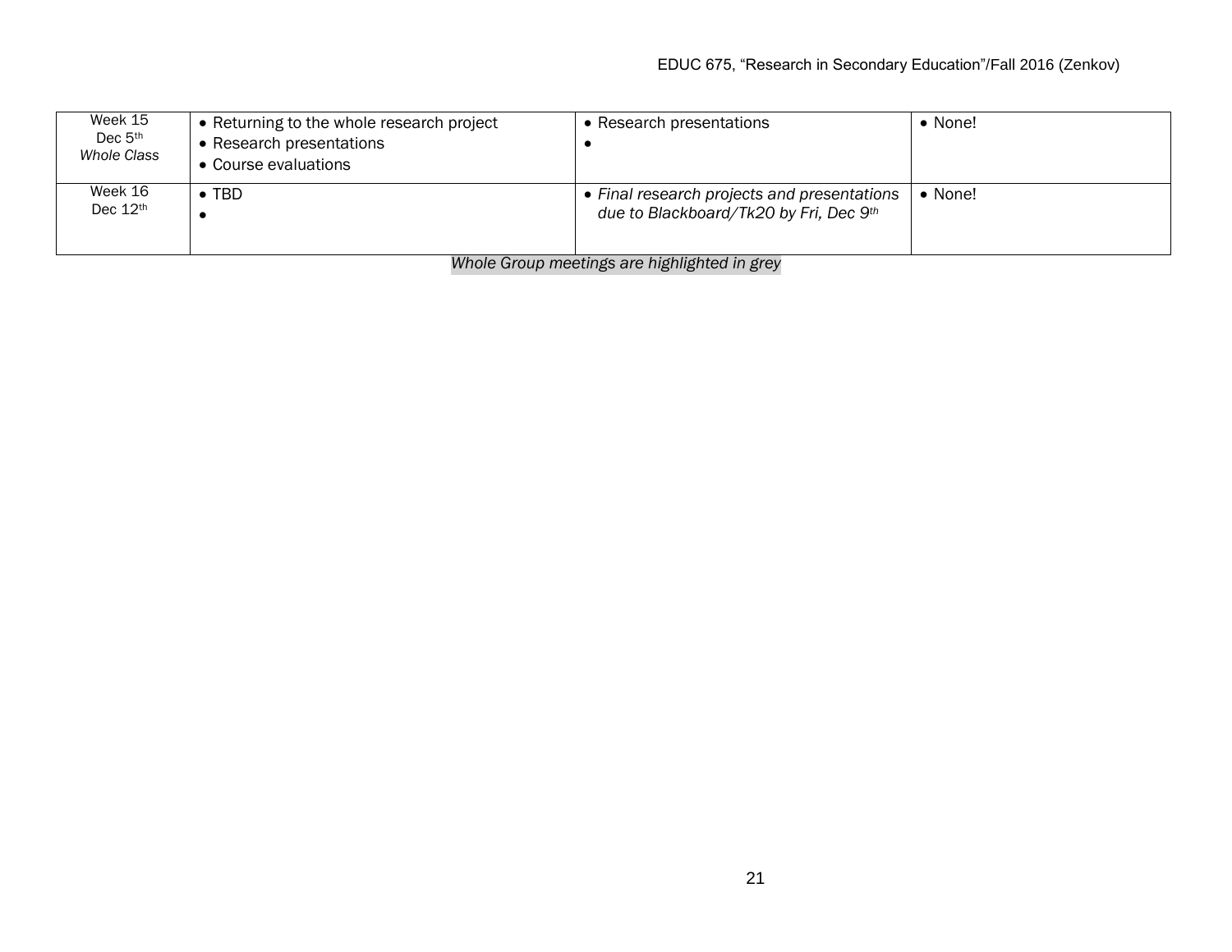| | | | |
|---|---|---|---|
| Week 15<br>Dec 5th<br>*Whole Class* | • Returning to the whole research project<br>• Research presentations<br>• Course evaluations | • Research presentations<br>• | • None! |
| Week 16<br>Dec 12th | • TBD<br>• | • *Final research projects and presentations due to Blackboard/Tk20 by Fri, Dec 9th* | • None! |

*Whole Group meetings are highlighted in grey*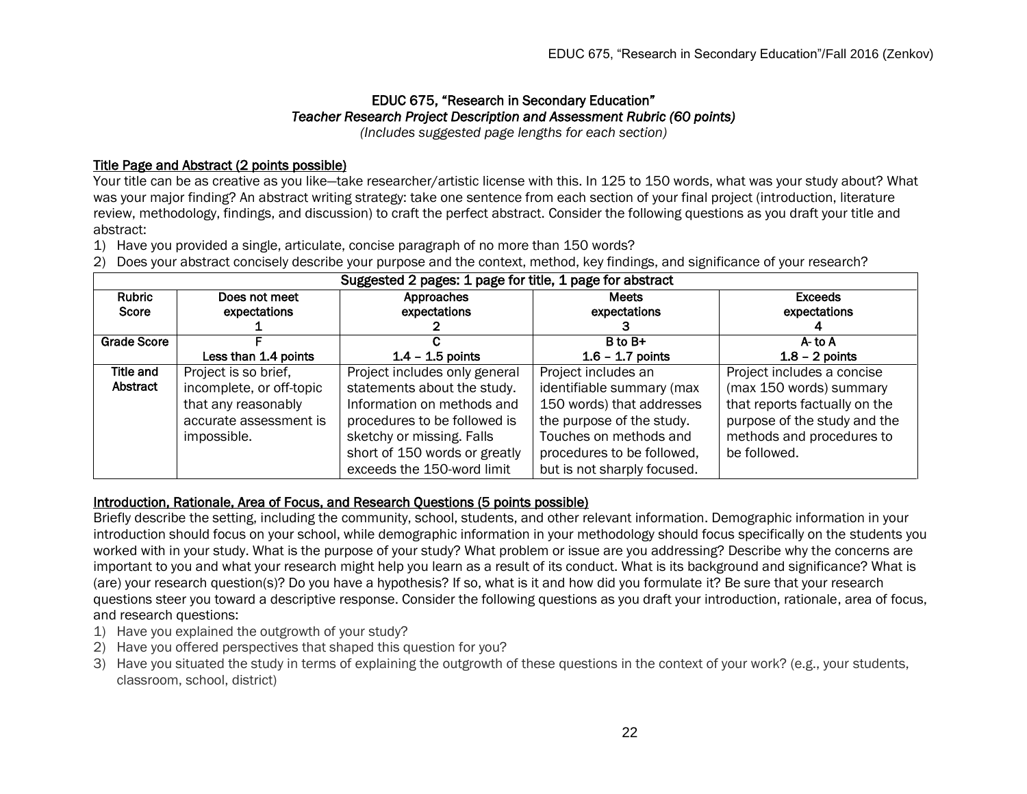# EDUC 675, "Research in Secondary Education"

## *Teacher Research Project Description and Assessment Rubric (60 points)*

*(Includes suggested page lengths for each section)*

### Title Page and Abstract (2 points possible)

Your title can be as creative as you like—take researcher/artistic license with this. In 125 to 150 words, what was your study about? What was your major finding? An abstract writing strategy: take one sentence from each section of your final project (introduction, literature review, methodology, findings, and discussion) to craft the perfect abstract. Consider the following questions as you draft your title and abstract:

1) Have you provided a single, articulate, concise paragraph of no more than 150 words?
2) Does your abstract concisely describe your purpose and the context, method, key findings, and significance of your research?

| Suggested 2 pages: 1 page for title, 1 page for abstract | | | | |
|---|---|---|---|---|
| **Rubric Score** | **Does not meet expectations 1** | **Approaches expectations 2** | **Meets expectations 3** | **Exceeds expectations 4** |
| **Grade Score** | **F Less than 1.4 points** | **C 1.4 – 1.5 points** | **B to B+ 1.6 – 1.7 points** | **A- to A 1.8 – 2 points** |
| **Title and Abstract** | Project is so brief, incomplete, or off-topic that any reasonably accurate assessment is impossible. | Project includes only general statements about the study. Information on methods and procedures to be followed is sketchy or missing. Falls short of 150 words or greatly exceeds the 150-word limit | Project includes an identifiable summary (max 150 words) that addresses the purpose of the study. Touches on methods and procedures to be followed, but is not sharply focused. | Project includes a concise (max 150 words) summary that reports factually on the purpose of the study and the methods and procedures to be followed. |

### Introduction, Rationale, Area of Focus, and Research Questions (5 points possible)

Briefly describe the setting, including the community, school, students, and other relevant information. Demographic information in your introduction should focus on your school, while demographic information in your methodology should focus specifically on the students you worked with in your study. What is the purpose of your study? What problem or issue are you addressing? Describe why the concerns are important to you and what your research might help you learn as a result of its conduct. What is its background and significance? What is (are) your research question(s)? Do you have a hypothesis? If so, what is it and how did you formulate it? Be sure that your research questions steer you toward a descriptive response. Consider the following questions as you draft your introduction, rationale, area of focus, and research questions:

1) Have you explained the outgrowth of your study?
2) Have you offered perspectives that shaped this question for you?
3) Have you situated the study in terms of explaining the outgrowth of these questions in the context of your work? (e.g., your students, classroom, school, district)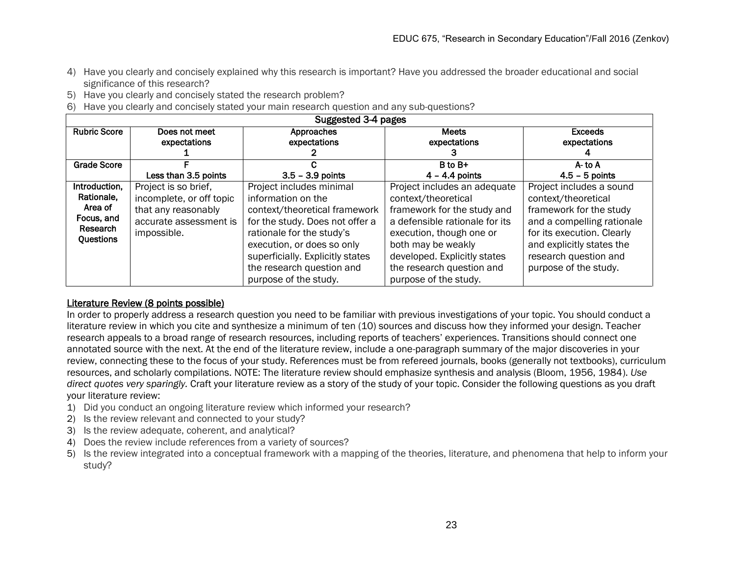4) Have you clearly and concisely explained why this research is important? Have you addressed the broader educational and social significance of this research?
5) Have you clearly and concisely stated the research problem?
6) Have you clearly and concisely stated your main research question and any sub-questions?

| Suggested 3-4 pages | | | | |
|---|---|---|---|---|
| **Rubric Score** | **Does not meet expectations 1** | **Approaches expectations 2** | **Meets expectations 3** | **Exceeds expectations 4** |
| **Grade Score** | **F Less than 3.5 points** | **C 3.5 – 3.9 points** | **B to B+ 4 – 4.4 points** | **A- to A 4.5 – 5 points** |
| **Introduction, Rationale, Area of Focus, and Research Questions** | Project is so brief, incomplete, or off topic that any reasonably accurate assessment is impossible. | Project includes minimal information on the context/theoretical framework for the study. Does not offer a rationale for the study's execution, or does so only superficially. Explicitly states the research question and purpose of the study. | Project includes an adequate context/theoretical framework for the study and a defensible rationale for its execution, though one or both may be weakly developed. Explicitly states the research question and purpose of the study. | Project includes a sound context/theoretical framework for the study and a compelling rationale for its execution. Clearly and explicitly states the research question and purpose of the study. |

## Literature Review (8 points possible)

In order to properly address a research question you need to be familiar with previous investigations of your topic. You should conduct a literature review in which you cite and synthesize a minimum of ten (10) sources and discuss how they informed your design. Teacher research appeals to a broad range of research resources, including reports of teachers' experiences. Transitions should connect one annotated source with the next. At the end of the literature review, include a one-paragraph summary of the major discoveries in your review, connecting these to the focus of your study. References must be from refereed journals, books (generally not textbooks), curriculum resources, and scholarly compilations. NOTE: The literature review should emphasize synthesis and analysis (Bloom, 1956, 1984). *Use direct quotes very sparingly.* Craft your literature review as a story of the study of your topic. Consider the following questions as you draft your literature review:

1) Did you conduct an ongoing literature review which informed your research?
2) Is the review relevant and connected to your study?
3) Is the review adequate, coherent, and analytical?
4) Does the review include references from a variety of sources?
5) Is the review integrated into a conceptual framework with a mapping of the theories, literature, and phenomena that help to inform your study?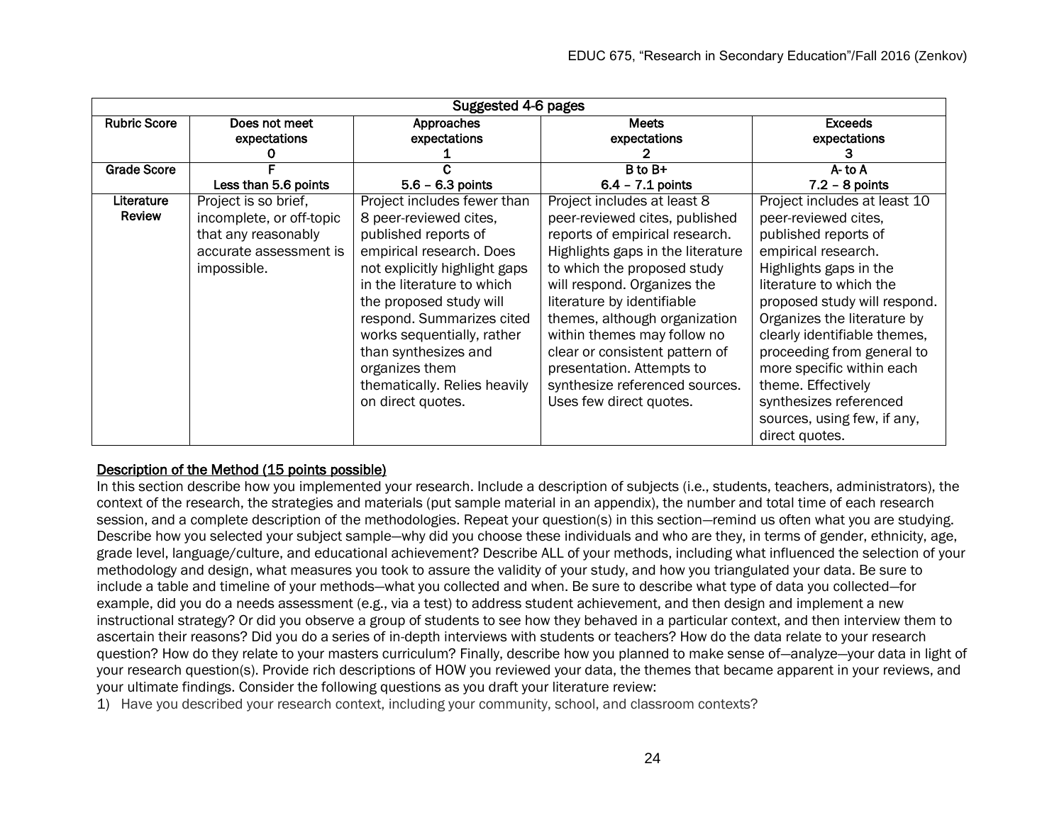| Suggested 4-6 pages | | | | |
|---|---|---|---|---|
| **Rubric Score** | **Does not meet expectations 0** | **Approaches expectations 1** | **Meets expectations 2** | **Exceeds expectations 3** |
| **Grade Score** | **F Less than 5.6 points** | **C 5.6 – 6.3 points** | **B to B+ 6.4 – 7.1 points** | **A- to A 7.2 – 8 points** |
| **Literature Review** | Project is so brief, incomplete, or off-topic that any reasonably accurate assessment is impossible. | Project includes fewer than 8 peer-reviewed cites, published reports of empirical research. Does not explicitly highlight gaps in the literature to which the proposed study will respond. Summarizes cited works sequentially, rather than synthesizes and organizes them thematically. Relies heavily on direct quotes. | Project includes at least 8 peer-reviewed cites, published reports of empirical research. Highlights gaps in the literature to which the proposed study will respond. Organizes the literature by identifiable themes, although organization within themes may follow no clear or consistent pattern of presentation. Attempts to synthesize referenced sources. Uses few direct quotes. | Project includes at least 10 peer-reviewed cites, published reports of empirical research. Highlights gaps in the literature to which the proposed study will respond. Organizes the literature by clearly identifiable themes, proceeding from general to more specific within each theme. Effectively synthesizes referenced sources, using few, if any, direct quotes. |

<u>Description of the Method (15 points possible)</u>

In this section describe how you implemented your research. Include a description of subjects (i.e., students, teachers, administrators), the context of the research, the strategies and materials (put sample material in an appendix), the number and total time of each research session, and a complete description of the methodologies. Repeat your question(s) in this section—remind us often what you are studying. Describe how you selected your subject sample—why did you choose these individuals and who are they, in terms of gender, ethnicity, age, grade level, language/culture, and educational achievement? Describe ALL of your methods, including what influenced the selection of your methodology and design, what measures you took to assure the validity of your study, and how you triangulated your data. Be sure to include a table and timeline of your methods—what you collected and when. Be sure to describe what type of data you collected—for example, did you do a needs assessment (e.g., via a test) to address student achievement, and then design and implement a new instructional strategy? Or did you observe a group of students to see how they behaved in a particular context, and then interview them to ascertain their reasons? Did you do a series of in-depth interviews with students or teachers? How do the data relate to your research question? How do they relate to your masters curriculum? Finally, describe how you planned to make sense of—analyze—your data in light of your research question(s). Provide rich descriptions of HOW you reviewed your data, the themes that became apparent in your reviews, and your ultimate findings. Consider the following questions as you draft your literature review:

1) Have you described your research context, including your community, school, and classroom contexts?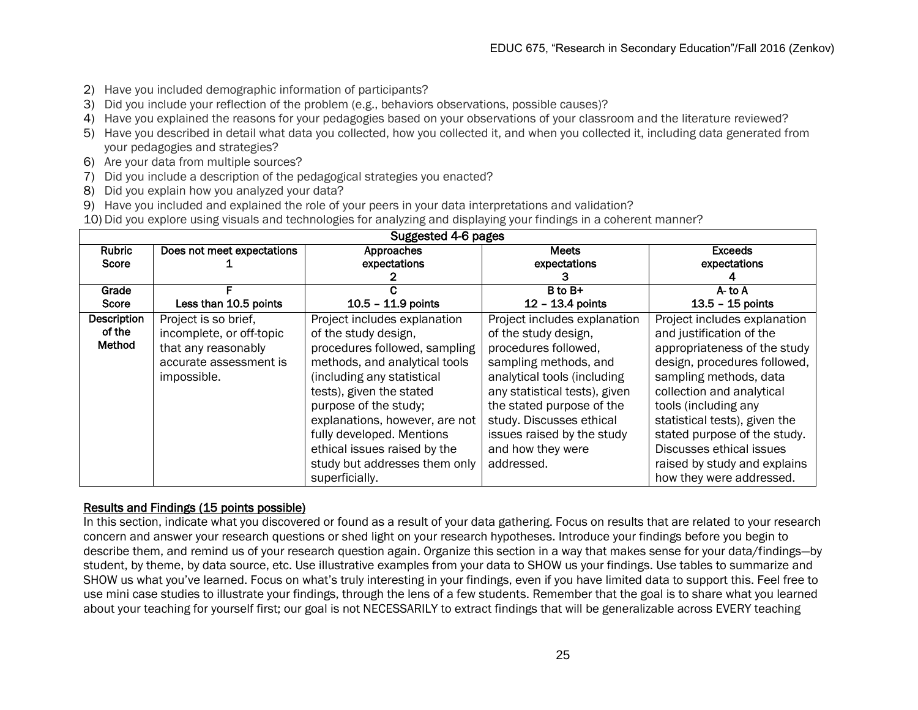2) Have you included demographic information of participants?
3) Did you include your reflection of the problem (e.g., behaviors observations, possible causes)?
4) Have you explained the reasons for your pedagogies based on your observations of your classroom and the literature reviewed?
5) Have you described in detail what data you collected, how you collected it, and when you collected it, including data generated from your pedagogies and strategies?
6) Are your data from multiple sources?
7) Did you include a description of the pedagogical strategies you enacted?
8) Did you explain how you analyzed your data?
9) Have you included and explained the role of your peers in your data interpretations and validation?
10) Did you explore using visuals and technologies for analyzing and displaying your findings in a coherent manner?

| Suggested 4-6 pages | | | | |
|---|---|---|---|---|
| **Rubric Score** | **Does not meet expectations 1** | **Approaches expectations 2** | **Meets expectations 3** | **Exceeds expectations 4** |
| **Grade Score** | **F Less than 10.5 points** | **C 10.5 – 11.9 points** | **B to B+ 12 – 13.4 points** | **A- to A 13.5 – 15 points** |
| **Description of the Method** | Project is so brief, incomplete, or off-topic that any reasonably accurate assessment is impossible. | Project includes explanation of the study design, procedures followed, sampling methods, and analytical tools (including any statistical tests), given the stated purpose of the study; explanations, however, are not fully developed. Mentions ethical issues raised by the study but addresses them only superficially. | Project includes explanation of the study design, procedures followed, sampling methods, and analytical tools (including any statistical tests), given the stated purpose of the study. Discusses ethical issues raised by the study and how they were addressed. | Project includes explanation and justification of the appropriateness of the study design, procedures followed, sampling methods, data collection and analytical tools (including any statistical tests), given the stated purpose of the study. Discusses ethical issues raised by study and explains how they were addressed. |

<u>Results and Findings (15 points possible)</u>

In this section, indicate what you discovered or found as a result of your data gathering. Focus on results that are related to your research concern and answer your research questions or shed light on your research hypotheses. Introduce your findings before you begin to describe them, and remind us of your research question again. Organize this section in a way that makes sense for your data/findings—by student, by theme, by data source, etc. Use illustrative examples from your data to SHOW us your findings. Use tables to summarize and SHOW us what you've learned. Focus on what's truly interesting in your findings, even if you have limited data to support this. Feel free to use mini case studies to illustrate your findings, through the lens of a few students. Remember that the goal is to share what you learned about your teaching for yourself first; our goal is not NECESSARILY to extract findings that will be generalizable across EVERY teaching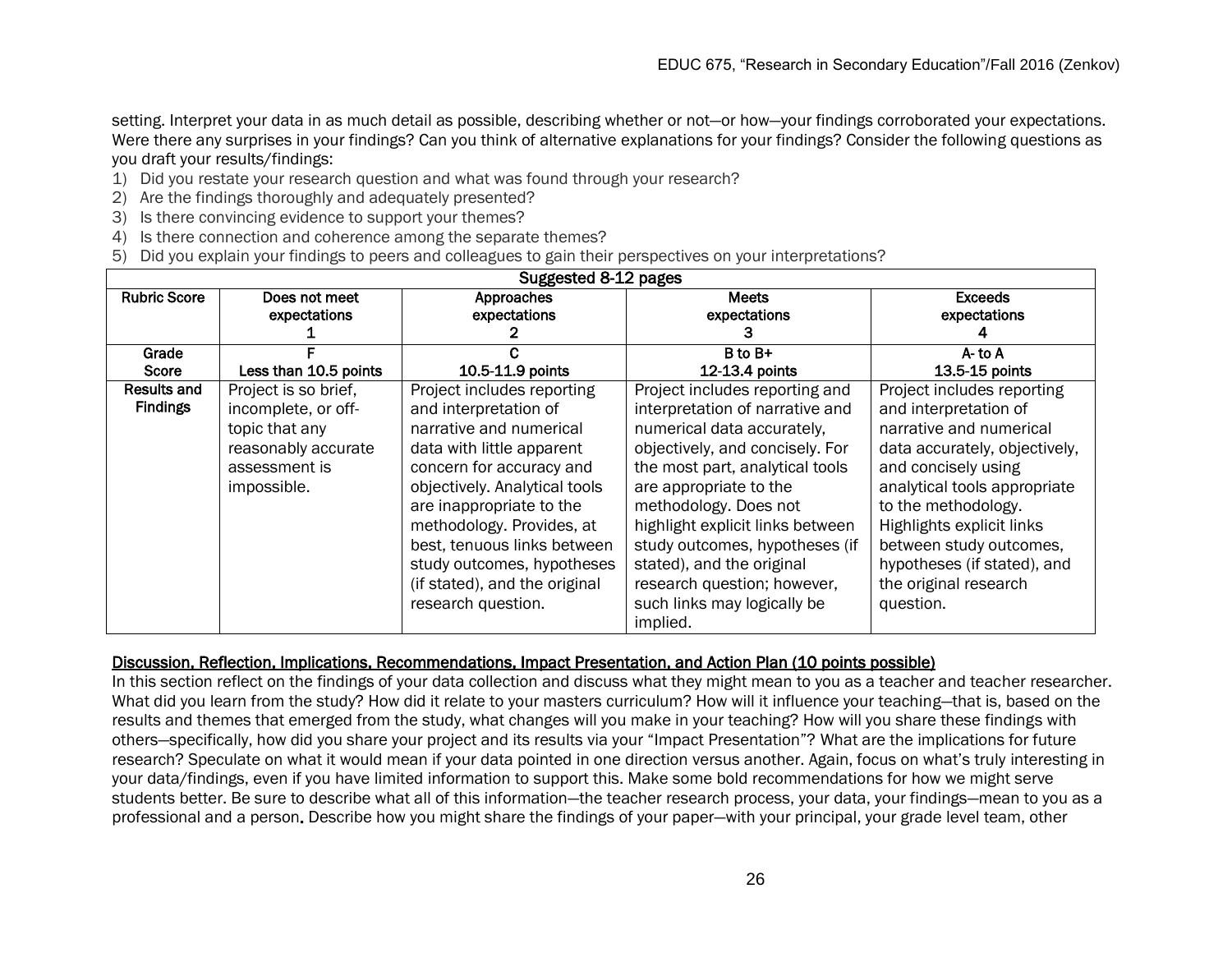setting. Interpret your data in as much detail as possible, describing whether or not—or how—your findings corroborated your expectations. Were there any surprises in your findings? Can you think of alternative explanations for your findings? Consider the following questions as you draft your results/findings:

1) Did you restate your research question and what was found through your research?
2) Are the findings thoroughly and adequately presented?
3) Is there convincing evidence to support your themes?
4) Is there connection and coherence among the separate themes?
5) Did you explain your findings to peers and colleagues to gain their perspectives on your interpretations?

| Suggested 8-12 pages | | | | |
|---|---|---|---|---|
| **Rubric Score** | Does not meet expectations<br>1 | Approaches expectations<br>2 | Meets expectations<br>3 | Exceeds expectations<br>4 |
| **Grade Score** | F<br>Less than 10.5 points | C<br>10.5-11.9 points | B to B+<br>12-13.4 points | A- to A<br>13.5-15 points |
| **Results and Findings** | Project is so brief, incomplete, or off-topic that any reasonably accurate assessment is impossible. | Project includes reporting and interpretation of narrative and numerical data with little apparent concern for accuracy and objectively. Analytical tools are inappropriate to the methodology. Provides, at best, tenuous links between study outcomes, hypotheses (if stated), and the original research question. | Project includes reporting and interpretation of narrative and numerical data accurately, objectively, and concisely. For the most part, analytical tools are appropriate to the methodology. Does not highlight explicit links between study outcomes, hypotheses (if stated), and the original research question; however, such links may logically be implied. | Project includes reporting and interpretation of narrative and numerical data accurately, objectively, and concisely using analytical tools appropriate to the methodology. Highlights explicit links between study outcomes, hypotheses (if stated), and the original research question. |

**Discussion, Reflection, Implications, Recommendations, Impact Presentation, and Action Plan (10 points possible)**

In this section reflect on the findings of your data collection and discuss what they might mean to you as a teacher and teacher researcher. What did you learn from the study? How did it relate to your masters curriculum? How will it influence your teaching—that is, based on the results and themes that emerged from the study, what changes will you make in your teaching? How will you share these findings with others—specifically, how did you share your project and its results via your "Impact Presentation"? What are the implications for future research? Speculate on what it would mean if your data pointed in one direction versus another. Again, focus on what's truly interesting in your data/findings, even if you have limited information to support this. Make some bold recommendations for how we might serve students better. Be sure to describe what all of this information—the teacher research process, your data, your findings—mean to you as a professional and a person. Describe how you might share the findings of your paper—with your principal, your grade level team, other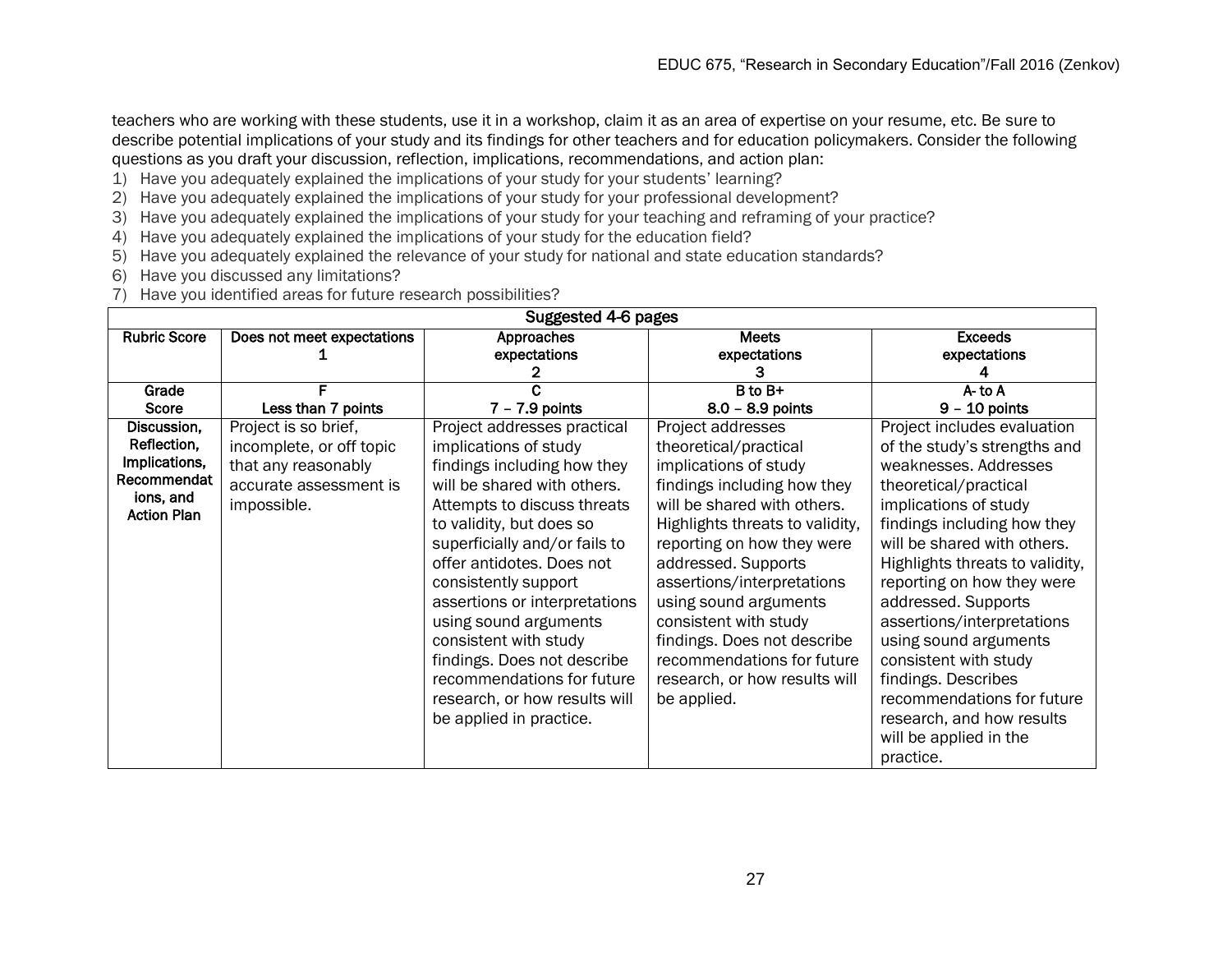teachers who are working with these students, use it in a workshop, claim it as an area of expertise on your resume, etc. Be sure to describe potential implications of your study and its findings for other teachers and for education policymakers. Consider the following questions as you draft your discussion, reflection, implications, recommendations, and action plan:

1) Have you adequately explained the implications of your study for your students' learning?
2) Have you adequately explained the implications of your study for your professional development?
3) Have you adequately explained the implications of your study for your teaching and reframing of your practice?
4) Have you adequately explained the implications of your study for the education field?
5) Have you adequately explained the relevance of your study for national and state education standards?
6) Have you discussed any limitations?
7) Have you identified areas for future research possibilities?

| Suggested 4-6 pages | | | | |
|---|---|---|---|---|
| **Rubric Score** | **Does not meet expectations 1** | **Approaches expectations 2** | **Meets expectations 3** | **Exceeds expectations 4** |
| **Grade Score** | **F Less than 7 points** | **C 7 – 7.9 points** | **B to B+ 8.0 – 8.9 points** | **A- to A 9 – 10 points** |
| **Discussion, Reflection, Implications, Recommendations, and Action Plan** | Project is so brief, incomplete, or off topic that any reasonably accurate assessment is impossible. | Project addresses practical implications of study findings including how they will be shared with others. Attempts to discuss threats to validity, but does so superficially and/or fails to offer antidotes. Does not consistently support assertions or interpretations using sound arguments consistent with study findings. Does not describe recommendations for future research, or how results will be applied in practice. | Project addresses theoretical/practical implications of study findings including how they will be shared with others. Highlights threats to validity, reporting on how they were addressed. Supports assertions/interpretations using sound arguments consistent with study findings. Does not describe recommendations for future research, or how results will be applied. | Project includes evaluation of the study's strengths and weaknesses. Addresses theoretical/practical implications of study findings including how they will be shared with others. Highlights threats to validity, reporting on how they were addressed. Supports assertions/interpretations using sound arguments consistent with study findings. Describes recommendations for future research, and how results will be applied in the practice. |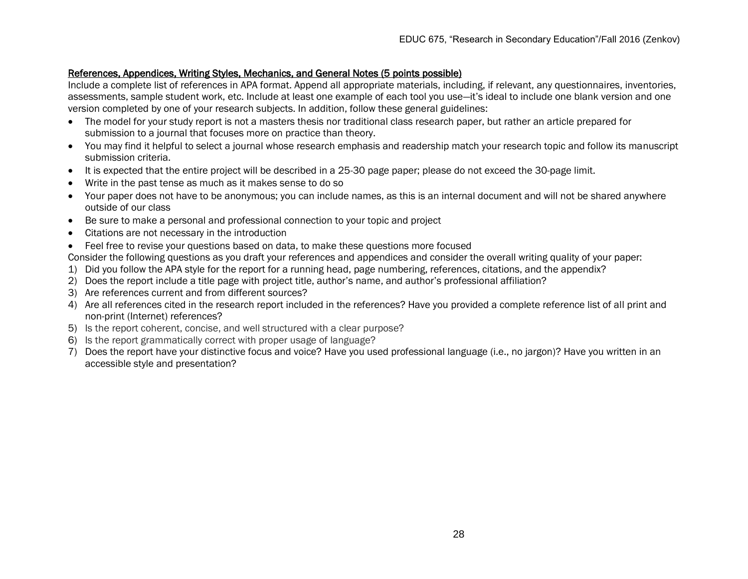<u>References, Appendices, Writing Styles, Mechanics, and General Notes (5 points possible)</u>

Include a complete list of references in APA format. Append all appropriate materials, including, if relevant, any questionnaires, inventories, assessments, sample student work, etc. Include at least one example of each tool you use—it's ideal to include one blank version and one version completed by one of your research subjects. In addition, follow these general guidelines:

- The model for your study report is not a masters thesis nor traditional class research paper, but rather an article prepared for submission to a journal that focuses more on practice than theory.
- You may find it helpful to select a journal whose research emphasis and readership match your research topic and follow its manuscript submission criteria.
- It is expected that the entire project will be described in a 25-30 page paper; please do not exceed the 30-page limit.
- Write in the past tense as much as it makes sense to do so
- Your paper does not have to be anonymous; you can include names, as this is an internal document and will not be shared anywhere outside of our class
- Be sure to make a personal and professional connection to your topic and project
- Citations are not necessary in the introduction
- Feel free to revise your questions based on data, to make these questions more focused

Consider the following questions as you draft your references and appendices and consider the overall writing quality of your paper:

1) Did you follow the APA style for the report for a running head, page numbering, references, citations, and the appendix?
2) Does the report include a title page with project title, author's name, and author's professional affiliation?
3) Are references current and from different sources?
4) Are all references cited in the research report included in the references? Have you provided a complete reference list of all print and non-print (Internet) references?
5) Is the report coherent, concise, and well structured with a clear purpose?
6) Is the report grammatically correct with proper usage of language?
7) Does the report have your distinctive focus and voice? Have you used professional language (i.e., no jargon)? Have you written in an accessible style and presentation?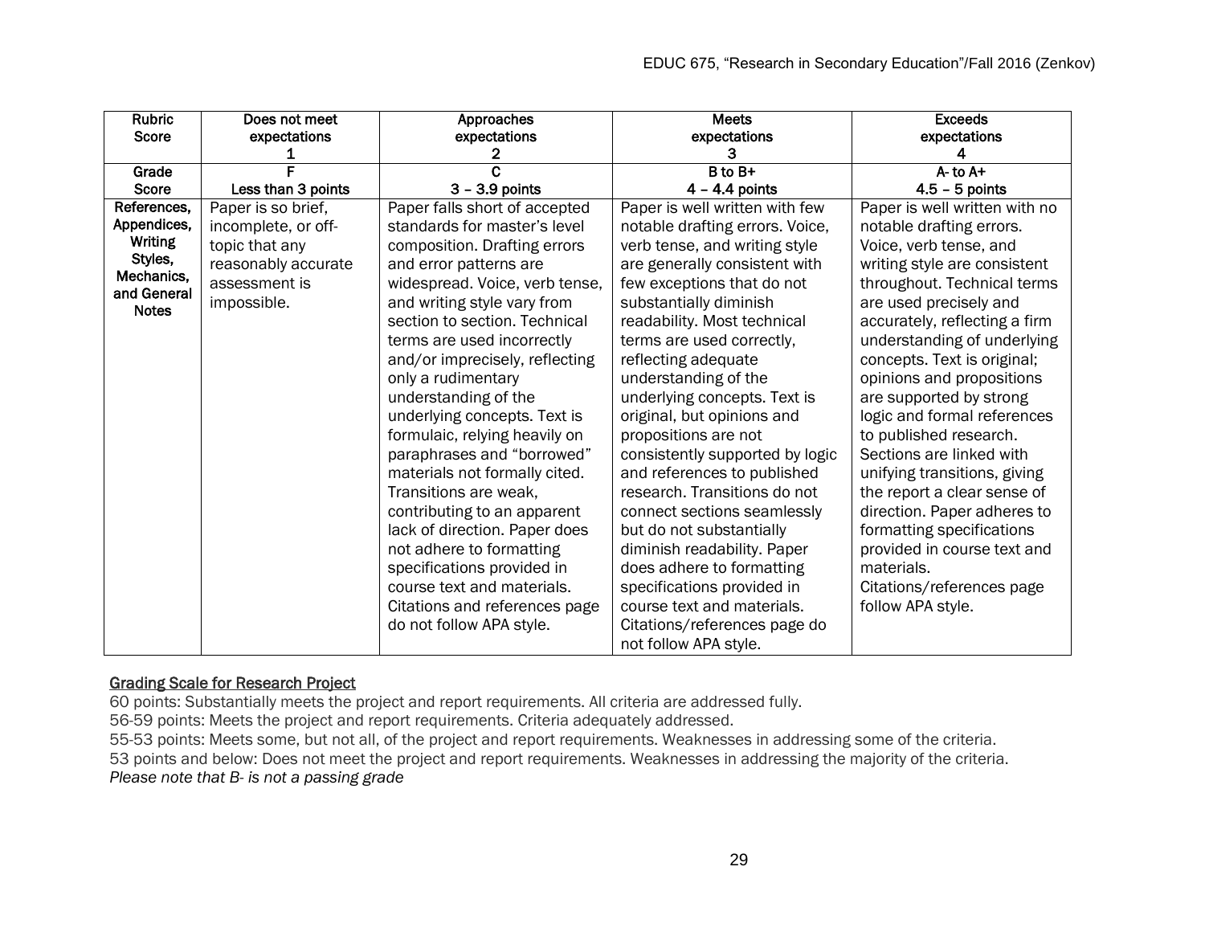| Rubric Score | Does not meet expectations 1 | Approaches expectations 2 | Meets expectations 3 | Exceeds expectations 4 |
|---|---|---|---|---|
| Grade Score | F Less than 3 points | C 3 – 3.9 points | B to B+ 4 – 4.4 points | A- to A+ 4.5 – 5 points |
| References, Appendices, Writing Styles, Mechanics, and General Notes | Paper is so brief, incomplete, or off-topic that any reasonably accurate assessment is impossible. | Paper falls short of accepted standards for master's level composition. Drafting errors and error patterns are widespread. Voice, verb tense, and writing style vary from section to section. Technical terms are used incorrectly and/or imprecisely, reflecting only a rudimentary understanding of the underlying concepts. Text is formulaic, relying heavily on paraphrases and "borrowed" materials not formally cited. Transitions are weak, contributing to an apparent lack of direction. Paper does not adhere to formatting specifications provided in course text and materials. Citations and references page do not follow APA style. | Paper is well written with few notable drafting errors. Voice, verb tense, and writing style are generally consistent with few exceptions that do not substantially diminish readability. Most technical terms are used correctly, reflecting adequate understanding of the underlying concepts. Text is original, but opinions and propositions are not consistently supported by logic and references to published research. Transitions do not connect sections seamlessly but do not substantially diminish readability. Paper does adhere to formatting specifications provided in course text and materials. Citations/references page do not follow APA style. | Paper is well written with no notable drafting errors. Voice, verb tense, and writing style are consistent throughout. Technical terms are used precisely and accurately, reflecting a firm understanding of underlying concepts. Text is original; opinions and propositions are supported by strong logic and formal references to published research. Sections are linked with unifying transitions, giving the report a clear sense of direction. Paper adheres to formatting specifications provided in course text and materials. Citations/references page follow APA style. |

**Grading Scale for Research Project**

60 points: Substantially meets the project and report requirements. All criteria are addressed fully.
56-59 points: Meets the project and report requirements. Criteria adequately addressed.
55-53 points: Meets some, but not all, of the project and report requirements. Weaknesses in addressing some of the criteria.
53 points and below: Does not meet the project and report requirements. Weaknesses in addressing the majority of the criteria.
*Please note that B- is not a passing grade*